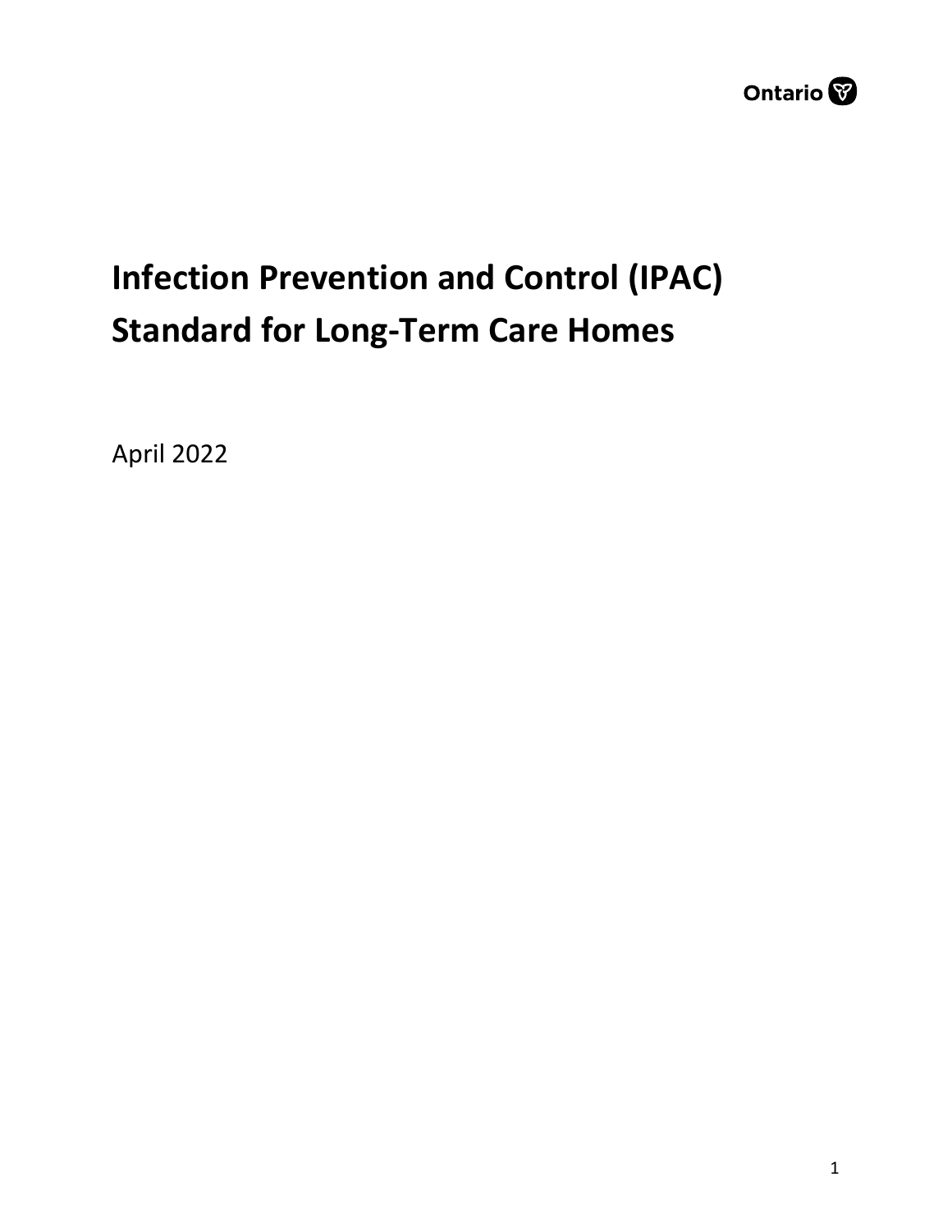Ontario

# Infection Prevention and Control (IPAC) Standard for Long-Term Care Homes

April 2022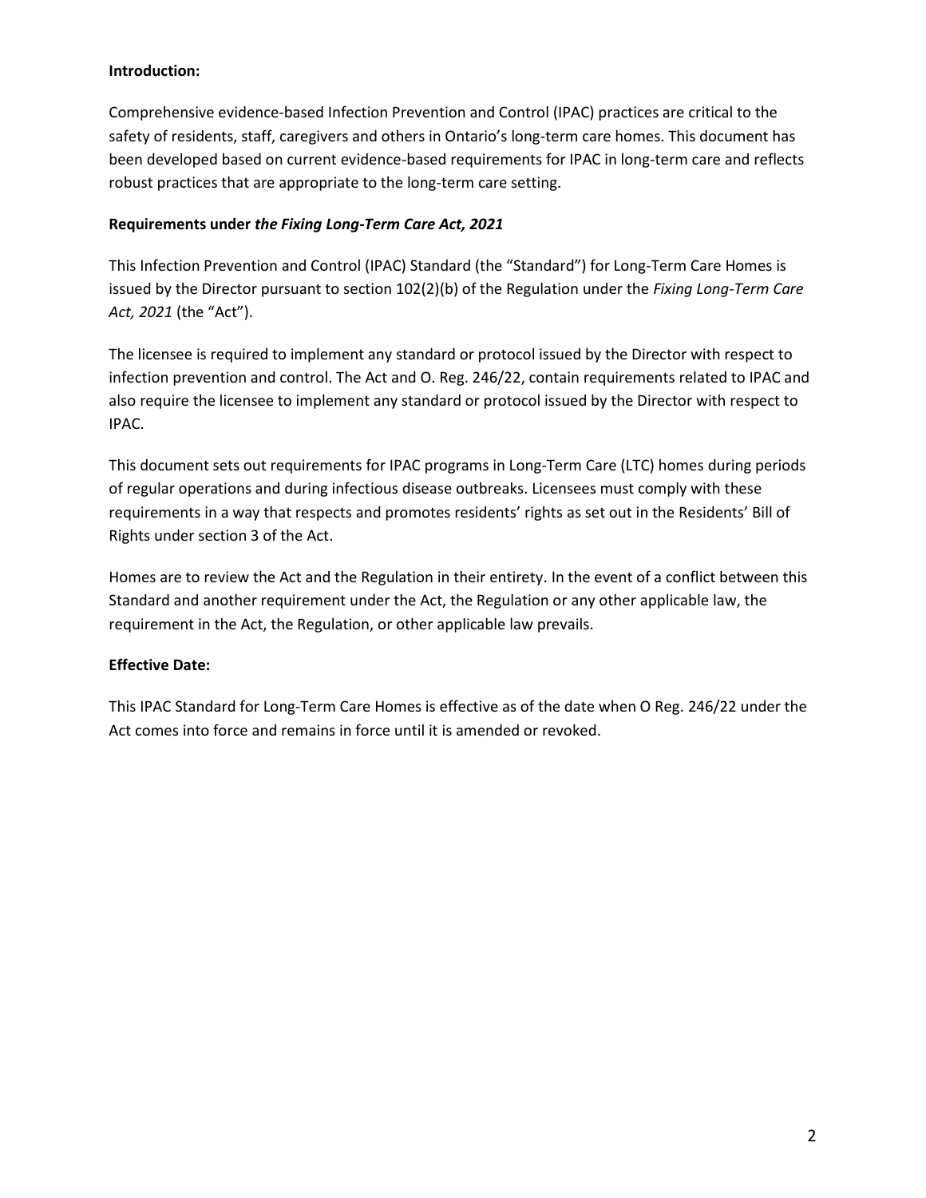**Introduction:**

Comprehensive evidence-based Infection Prevention and Control (IPAC) practices are critical to the safety of residents, staff, caregivers and others in Ontario's long-term care homes. This document has been developed based on current evidence-based requirements for IPAC in long-term care and reflects robust practices that are appropriate to the long-term care setting.

**Requirements under *the Fixing Long-Term Care Act, 2021***

This Infection Prevention and Control (IPAC) Standard (the "Standard") for Long-Term Care Homes is issued by the Director pursuant to section 102(2)(b) of the Regulation under the *Fixing Long-Term Care Act, 2021* (the "Act").

The licensee is required to implement any standard or protocol issued by the Director with respect to infection prevention and control. The Act and O. Reg. 246/22, contain requirements related to IPAC and also require the licensee to implement any standard or protocol issued by the Director with respect to IPAC.

This document sets out requirements for IPAC programs in Long-Term Care (LTC) homes during periods of regular operations and during infectious disease outbreaks. Licensees must comply with these requirements in a way that respects and promotes residents' rights as set out in the Residents' Bill of Rights under section 3 of the Act.

Homes are to review the Act and the Regulation in their entirety. In the event of a conflict between this Standard and another requirement under the Act, the Regulation or any other applicable law, the requirement in the Act, the Regulation, or other applicable law prevails.

**Effective Date:**

This IPAC Standard for Long-Term Care Homes is effective as of the date when O Reg. 246/22 under the Act comes into force and remains in force until it is amended or revoked.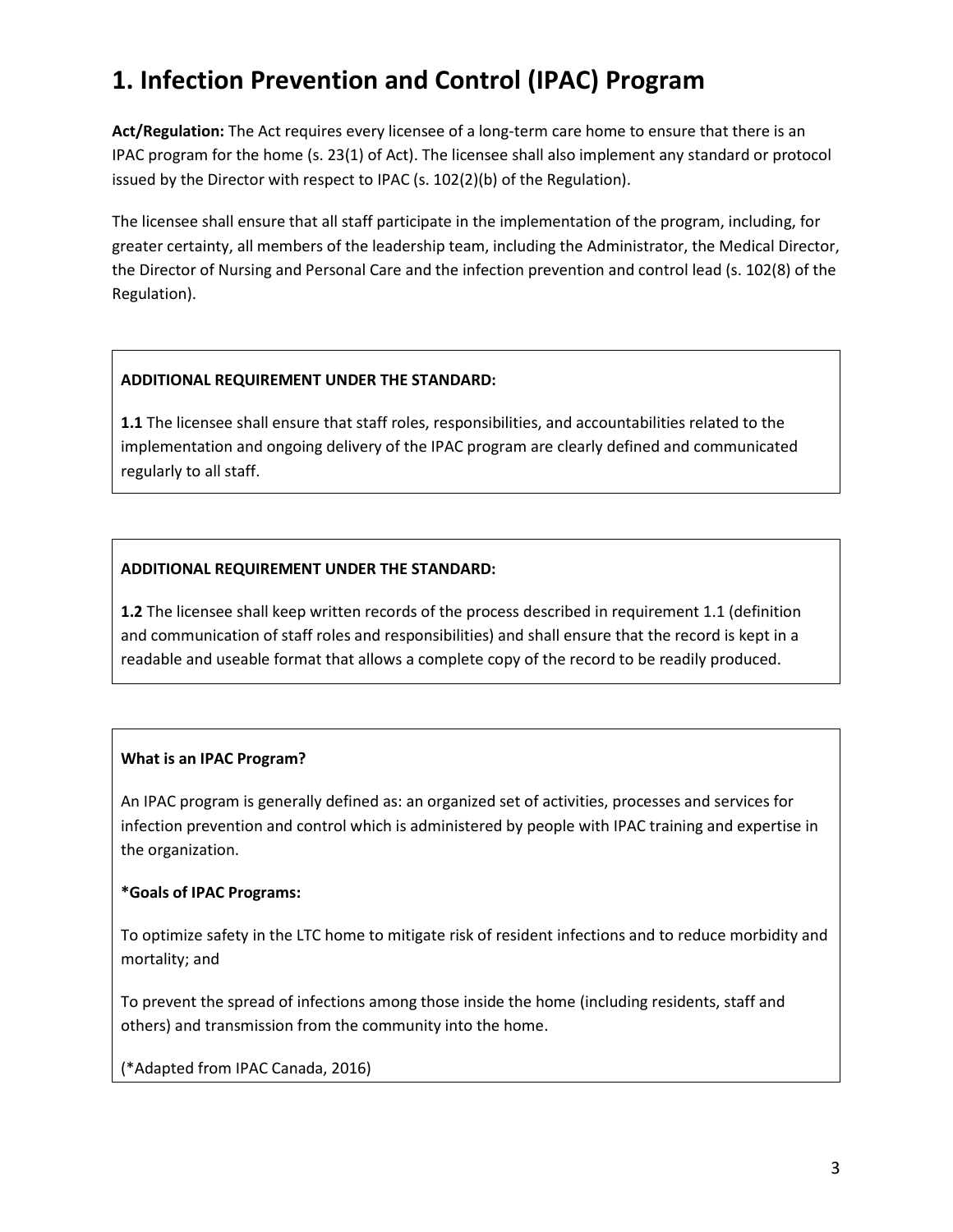# 1. Infection Prevention and Control (IPAC) Program

**Act/Regulation:** The Act requires every licensee of a long-term care home to ensure that there is an IPAC program for the home (s. 23(1) of Act). The licensee shall also implement any standard or protocol issued by the Director with respect to IPAC (s. 102(2)(b) of the Regulation).

The licensee shall ensure that all staff participate in the implementation of the program, including, for greater certainty, all members of the leadership team, including the Administrator, the Medical Director, the Director of Nursing and Personal Care and the infection prevention and control lead (s. 102(8) of the Regulation).

**ADDITIONAL REQUIREMENT UNDER THE STANDARD:**

**1.1** The licensee shall ensure that staff roles, responsibilities, and accountabilities related to the implementation and ongoing delivery of the IPAC program are clearly defined and communicated regularly to all staff.

**ADDITIONAL REQUIREMENT UNDER THE STANDARD:**

**1.2** The licensee shall keep written records of the process described in requirement 1.1 (definition and communication of staff roles and responsibilities) and shall ensure that the record is kept in a readable and useable format that allows a complete copy of the record to be readily produced.

**What is an IPAC Program?**

An IPAC program is generally defined as: an organized set of activities, processes and services for infection prevention and control which is administered by people with IPAC training and expertise in the organization.

***Goals of IPAC Programs:**

To optimize safety in the LTC home to mitigate risk of resident infections and to reduce morbidity and mortality; and

To prevent the spread of infections among those inside the home (including residents, staff and others) and transmission from the community into the home.

(*Adapted from IPAC Canada, 2016)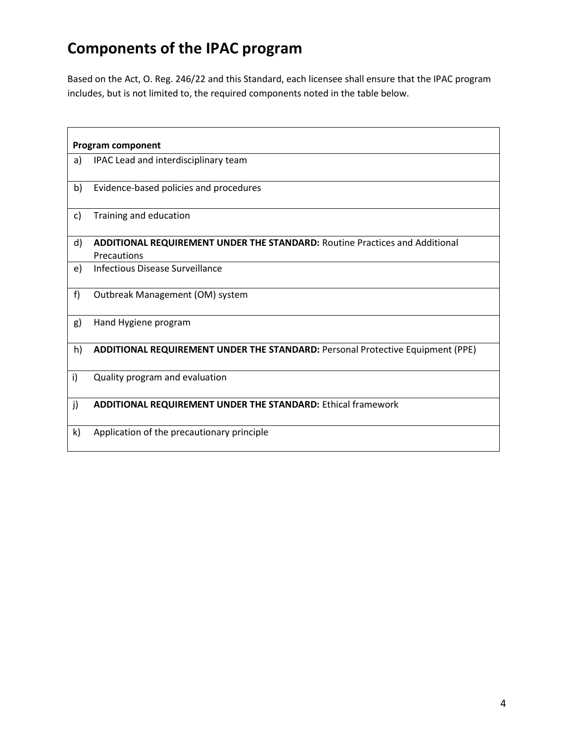# Components of the IPAC program

Based on the Act, O. Reg. 246/22 and this Standard, each licensee shall ensure that the IPAC program includes, but is not limited to, the required components noted in the table below.

| | Program component |
|---|---|
| a) | IPAC Lead and interdisciplinary team |
| b) | Evidence-based policies and procedures |
| c) | Training and education |
| d) | **ADDITIONAL REQUIREMENT UNDER THE STANDARD:** Routine Practices and Additional Precautions |
| e) | Infectious Disease Surveillance |
| f) | Outbreak Management (OM) system |
| g) | Hand Hygiene program |
| h) | **ADDITIONAL REQUIREMENT UNDER THE STANDARD:** Personal Protective Equipment (PPE) |
| i) | Quality program and evaluation |
| j) | **ADDITIONAL REQUIREMENT UNDER THE STANDARD:** Ethical framework |
| k) | Application of the precautionary principle |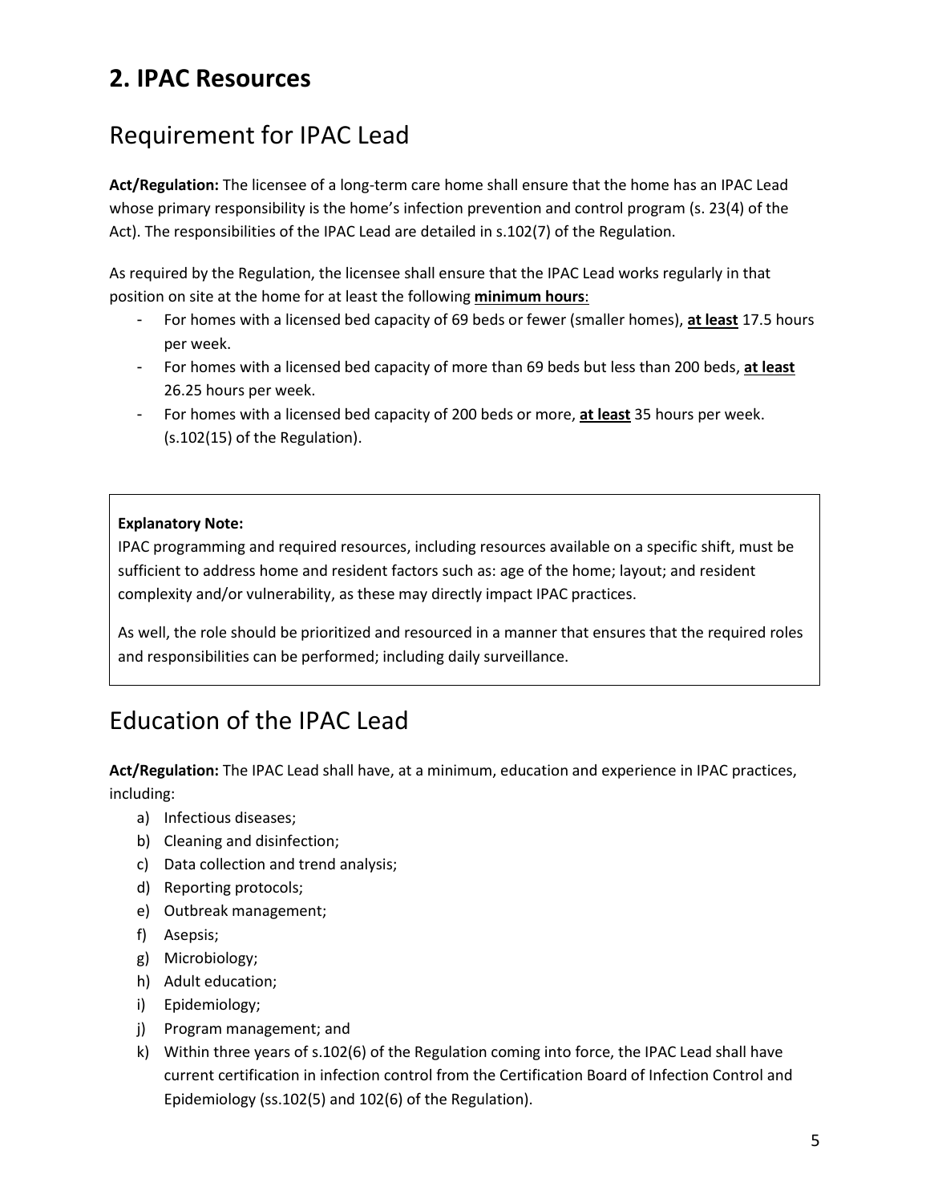# 2. IPAC Resources

## Requirement for IPAC Lead

**Act/Regulation:** The licensee of a long-term care home shall ensure that the home has an IPAC Lead whose primary responsibility is the home's infection prevention and control program (s. 23(4) of the Act). The responsibilities of the IPAC Lead are detailed in s.102(7) of the Regulation.

As required by the Regulation, the licensee shall ensure that the IPAC Lead works regularly in that position on site at the home for at least the following **minimum hours**:

- For homes with a licensed bed capacity of 69 beds or fewer (smaller homes), **at least** 17.5 hours per week.
- For homes with a licensed bed capacity of more than 69 beds but less than 200 beds, **at least** 26.25 hours per week.
- For homes with a licensed bed capacity of 200 beds or more, **at least** 35 hours per week. (s.102(15) of the Regulation).

> **Explanatory Note:**
> IPAC programming and required resources, including resources available on a specific shift, must be sufficient to address home and resident factors such as: age of the home; layout; and resident complexity and/or vulnerability, as these may directly impact IPAC practices.
>
> As well, the role should be prioritized and resourced in a manner that ensures that the required roles and responsibilities can be performed; including daily surveillance.

## Education of the IPAC Lead

**Act/Regulation:** The IPAC Lead shall have, at a minimum, education and experience in IPAC practices, including:

a) Infectious diseases;
b) Cleaning and disinfection;
c) Data collection and trend analysis;
d) Reporting protocols;
e) Outbreak management;
f) Asepsis;
g) Microbiology;
h) Adult education;
i) Epidemiology;
j) Program management; and
k) Within three years of s.102(6) of the Regulation coming into force, the IPAC Lead shall have current certification in infection control from the Certification Board of Infection Control and Epidemiology (ss.102(5) and 102(6) of the Regulation).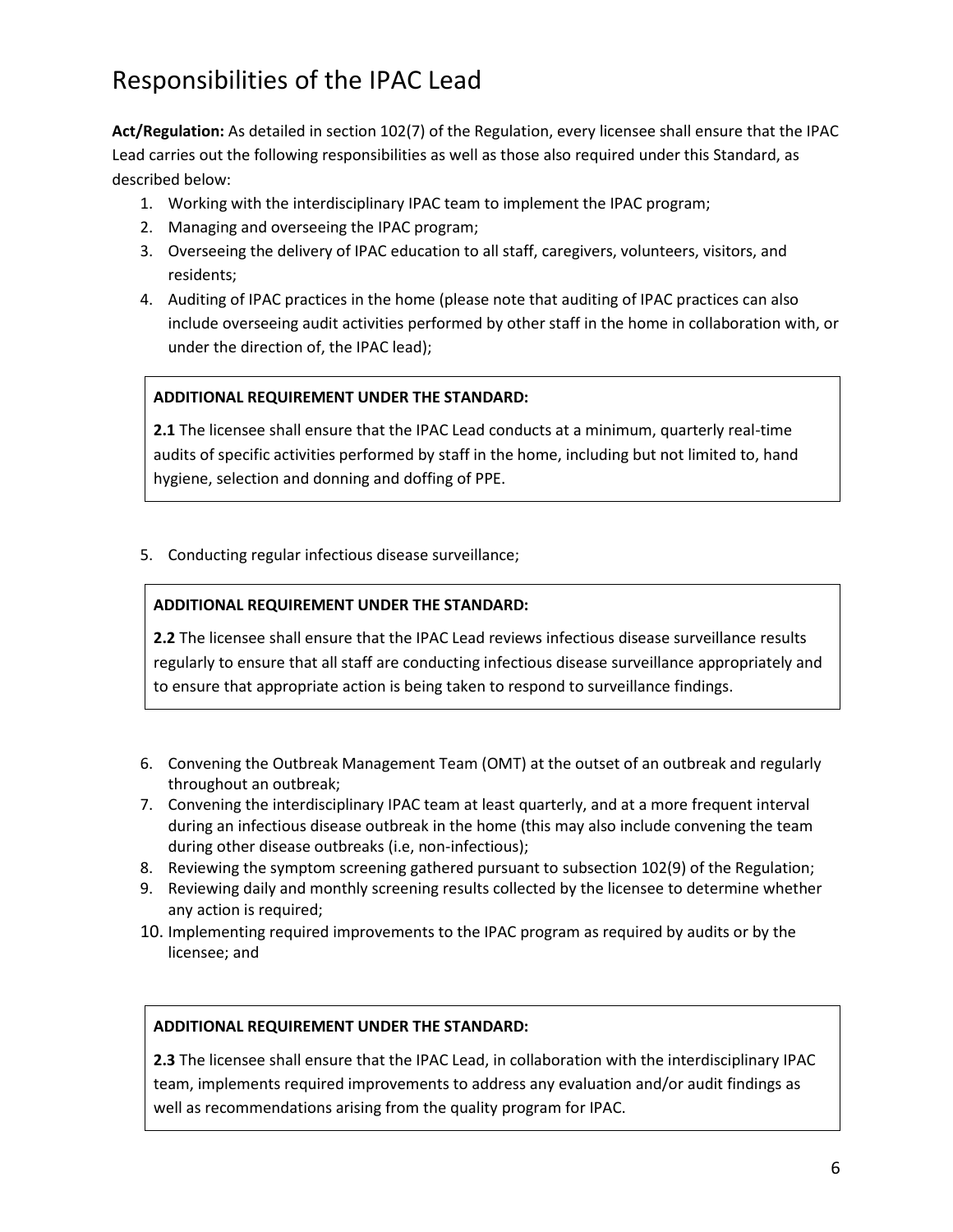# Responsibilities of the IPAC Lead

**Act/Regulation:** As detailed in section 102(7) of the Regulation, every licensee shall ensure that the IPAC Lead carries out the following responsibilities as well as those also required under this Standard, as described below:

1. Working with the interdisciplinary IPAC team to implement the IPAC program;
2. Managing and overseeing the IPAC program;
3. Overseeing the delivery of IPAC education to all staff, caregivers, volunteers, visitors, and residents;
4. Auditing of IPAC practices in the home (please note that auditing of IPAC practices can also include overseeing audit activities performed by other staff in the home in collaboration with, or under the direction of, the IPAC lead);

> **ADDITIONAL REQUIREMENT UNDER THE STANDARD:**
>
> **2.1** The licensee shall ensure that the IPAC Lead conducts at a minimum, quarterly real-time audits of specific activities performed by staff in the home, including but not limited to, hand hygiene, selection and donning and doffing of PPE.

5. Conducting regular infectious disease surveillance;

> **ADDITIONAL REQUIREMENT UNDER THE STANDARD:**
>
> **2.2** The licensee shall ensure that the IPAC Lead reviews infectious disease surveillance results regularly to ensure that all staff are conducting infectious disease surveillance appropriately and to ensure that appropriate action is being taken to respond to surveillance findings.

6. Convening the Outbreak Management Team (OMT) at the outset of an outbreak and regularly throughout an outbreak;
7. Convening the interdisciplinary IPAC team at least quarterly, and at a more frequent interval during an infectious disease outbreak in the home (this may also include convening the team during other disease outbreaks (i.e, non-infectious);
8. Reviewing the symptom screening gathered pursuant to subsection 102(9) of the Regulation;
9. Reviewing daily and monthly screening results collected by the licensee to determine whether any action is required;
10. Implementing required improvements to the IPAC program as required by audits or by the licensee; and

> **ADDITIONAL REQUIREMENT UNDER THE STANDARD:**
>
> **2.3** The licensee shall ensure that the IPAC Lead, in collaboration with the interdisciplinary IPAC team, implements required improvements to address any evaluation and/or audit findings as well as recommendations arising from the quality program for IPAC.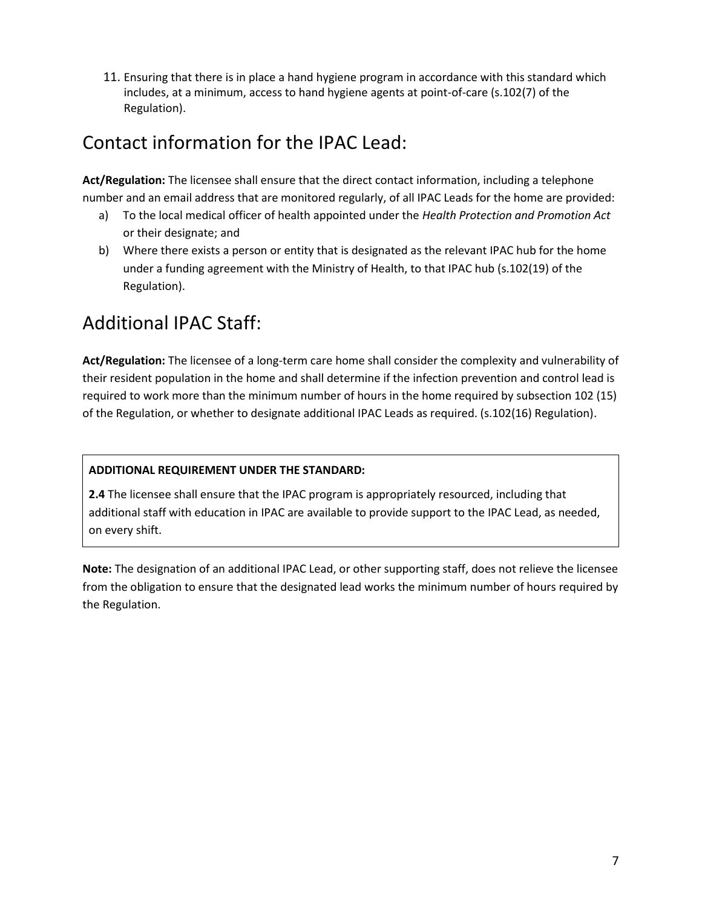11. Ensuring that there is in place a hand hygiene program in accordance with this standard which includes, at a minimum, access to hand hygiene agents at point-of-care (s.102(7) of the Regulation).

## Contact information for the IPAC Lead:

**Act/Regulation:** The licensee shall ensure that the direct contact information, including a telephone number and an email address that are monitored regularly, of all IPAC Leads for the home are provided:

a) To the local medical officer of health appointed under the *Health Protection and Promotion Act* or their designate; and
b) Where there exists a person or entity that is designated as the relevant IPAC hub for the home under a funding agreement with the Ministry of Health, to that IPAC hub (s.102(19) of the Regulation).

## Additional IPAC Staff:

**Act/Regulation:** The licensee of a long-term care home shall consider the complexity and vulnerability of their resident population in the home and shall determine if the infection prevention and control lead is required to work more than the minimum number of hours in the home required by subsection 102 (15) of the Regulation, or whether to designate additional IPAC Leads as required. (s.102(16) Regulation).

**ADDITIONAL REQUIREMENT UNDER THE STANDARD:**

**2.4** The licensee shall ensure that the IPAC program is appropriately resourced, including that additional staff with education in IPAC are available to provide support to the IPAC Lead, as needed, on every shift.

**Note:** The designation of an additional IPAC Lead, or other supporting staff, does not relieve the licensee from the obligation to ensure that the designated lead works the minimum number of hours required by the Regulation.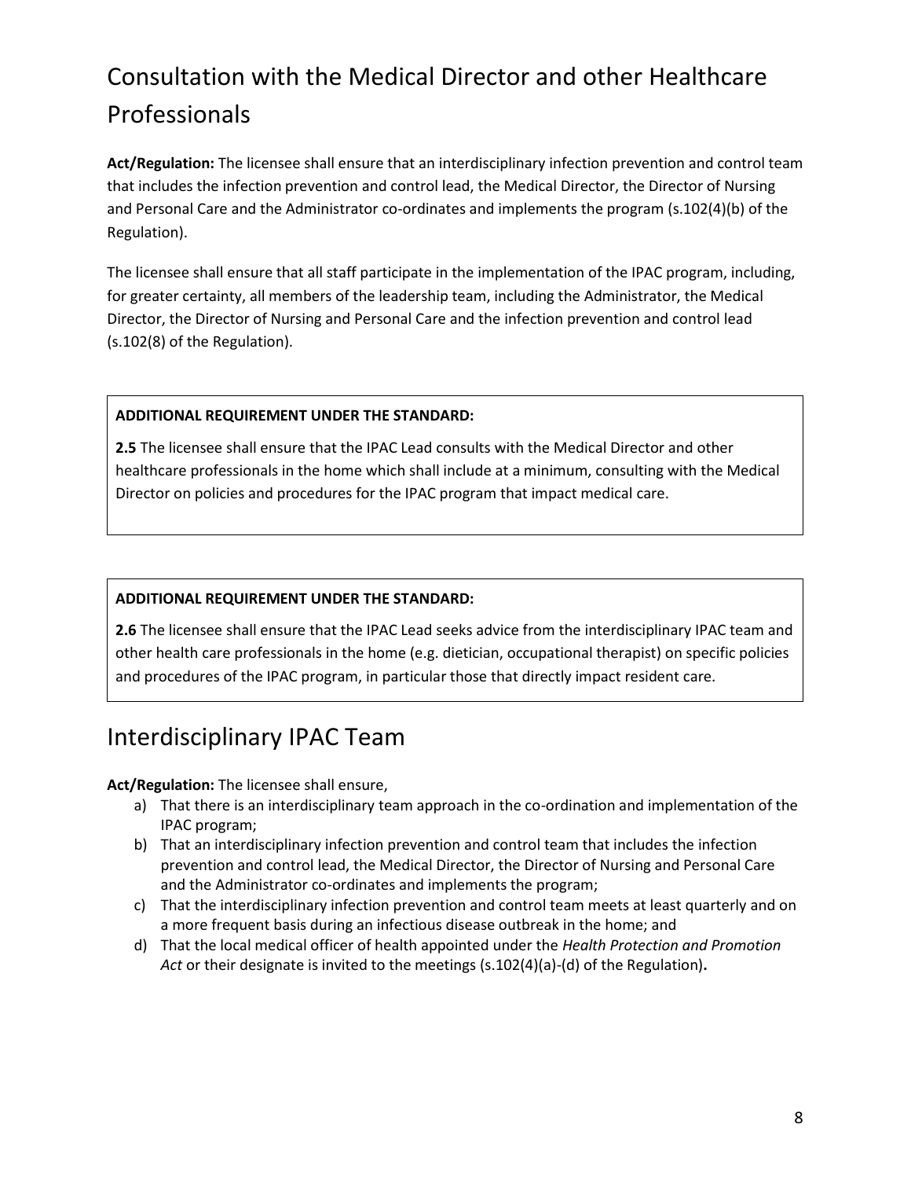## Consultation with the Medical Director and other Healthcare Professionals

**Act/Regulation:** The licensee shall ensure that an interdisciplinary infection prevention and control team that includes the infection prevention and control lead, the Medical Director, the Director of Nursing and Personal Care and the Administrator co-ordinates and implements the program (s.102(4)(b) of the Regulation).

The licensee shall ensure that all staff participate in the implementation of the IPAC program, including, for greater certainty, all members of the leadership team, including the Administrator, the Medical Director, the Director of Nursing and Personal Care and the infection prevention and control lead (s.102(8) of the Regulation).

**ADDITIONAL REQUIREMENT UNDER THE STANDARD:**

**2.5** The licensee shall ensure that the IPAC Lead consults with the Medical Director and other healthcare professionals in the home which shall include at a minimum, consulting with the Medical Director on policies and procedures for the IPAC program that impact medical care.

**ADDITIONAL REQUIREMENT UNDER THE STANDARD:**

**2.6** The licensee shall ensure that the IPAC Lead seeks advice from the interdisciplinary IPAC team and other health care professionals in the home (e.g. dietician, occupational therapist) on specific policies and procedures of the IPAC program, in particular those that directly impact resident care.

## Interdisciplinary IPAC Team

**Act/Regulation:** The licensee shall ensure,

a) That there is an interdisciplinary team approach in the co-ordination and implementation of the IPAC program;
b) That an interdisciplinary infection prevention and control team that includes the infection prevention and control lead, the Medical Director, the Director of Nursing and Personal Care and the Administrator co-ordinates and implements the program;
c) That the interdisciplinary infection prevention and control team meets at least quarterly and on a more frequent basis during an infectious disease outbreak in the home; and
d) That the local medical officer of health appointed under the *Health Protection and Promotion Act* or their designate is invited to the meetings (s.102(4)(a)-(d) of the Regulation)**.**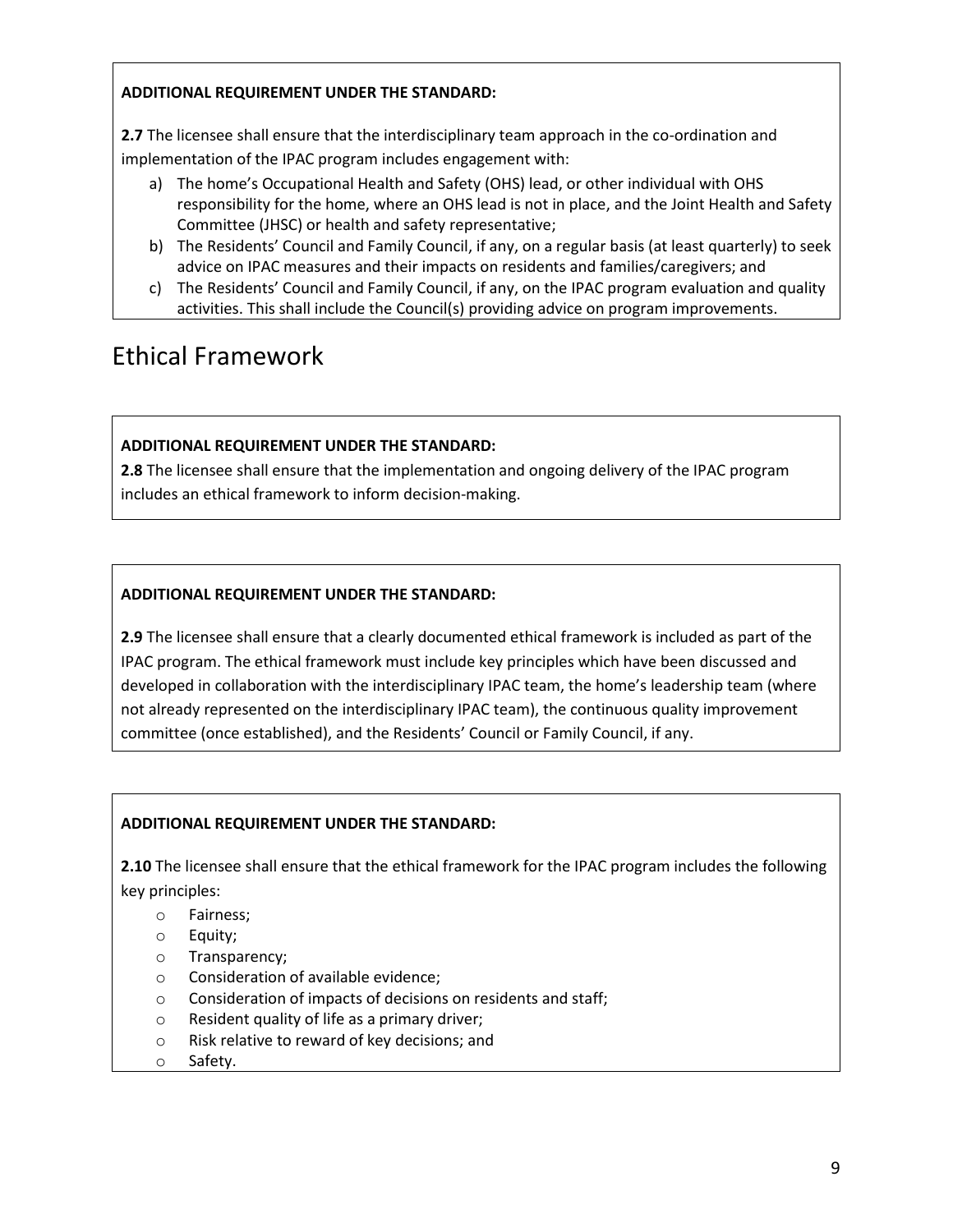**ADDITIONAL REQUIREMENT UNDER THE STANDARD:**

**2.7** The licensee shall ensure that the interdisciplinary team approach in the co-ordination and implementation of the IPAC program includes engagement with:

a) The home's Occupational Health and Safety (OHS) lead, or other individual with OHS responsibility for the home, where an OHS lead is not in place, and the Joint Health and Safety Committee (JHSC) or health and safety representative;
b) The Residents' Council and Family Council, if any, on a regular basis (at least quarterly) to seek advice on IPAC measures and their impacts on residents and families/caregivers; and
c) The Residents' Council and Family Council, if any, on the IPAC program evaluation and quality activities. This shall include the Council(s) providing advice on program improvements.

# Ethical Framework

**ADDITIONAL REQUIREMENT UNDER THE STANDARD:**

**2.8** The licensee shall ensure that the implementation and ongoing delivery of the IPAC program includes an ethical framework to inform decision-making.

**ADDITIONAL REQUIREMENT UNDER THE STANDARD:**

**2.9** The licensee shall ensure that a clearly documented ethical framework is included as part of the IPAC program. The ethical framework must include key principles which have been discussed and developed in collaboration with the interdisciplinary IPAC team, the home's leadership team (where not already represented on the interdisciplinary IPAC team), the continuous quality improvement committee (once established), and the Residents' Council or Family Council, if any.

**ADDITIONAL REQUIREMENT UNDER THE STANDARD:**

**2.10** The licensee shall ensure that the ethical framework for the IPAC program includes the following key principles:

- Fairness;
- Equity;
- Transparency;
- Consideration of available evidence;
- Consideration of impacts of decisions on residents and staff;
- Resident quality of life as a primary driver;
- Risk relative to reward of key decisions; and
- Safety.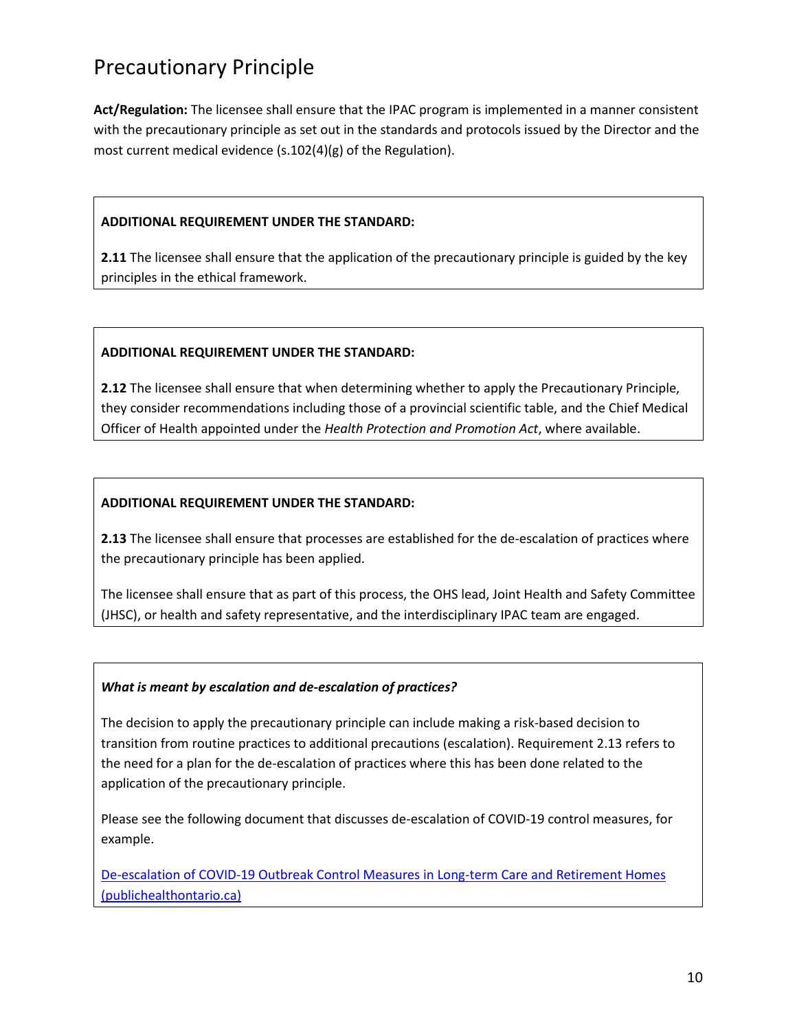# Precautionary Principle

**Act/Regulation:** The licensee shall ensure that the IPAC program is implemented in a manner consistent with the precautionary principle as set out in the standards and protocols issued by the Director and the most current medical evidence (s.102(4)(g) of the Regulation).

**ADDITIONAL REQUIREMENT UNDER THE STANDARD:**

**2.11** The licensee shall ensure that the application of the precautionary principle is guided by the key principles in the ethical framework.

**ADDITIONAL REQUIREMENT UNDER THE STANDARD:**

**2.12** The licensee shall ensure that when determining whether to apply the Precautionary Principle, they consider recommendations including those of a provincial scientific table, and the Chief Medical Officer of Health appointed under the *Health Protection and Promotion Act*, where available.

**ADDITIONAL REQUIREMENT UNDER THE STANDARD:**

**2.13** The licensee shall ensure that processes are established for the de-escalation of practices where the precautionary principle has been applied.

The licensee shall ensure that as part of this process, the OHS lead, Joint Health and Safety Committee (JHSC), or health and safety representative, and the interdisciplinary IPAC team are engaged.

***What is meant by escalation and de-escalation of practices?***

The decision to apply the precautionary principle can include making a risk-based decision to transition from routine practices to additional precautions (escalation). Requirement 2.13 refers to the need for a plan for the de-escalation of practices where this has been done related to the application of the precautionary principle.

Please see the following document that discusses de-escalation of COVID-19 control measures, for example.

De-escalation of COVID-19 Outbreak Control Measures in Long-term Care and Retirement Homes (publichealthontario.ca)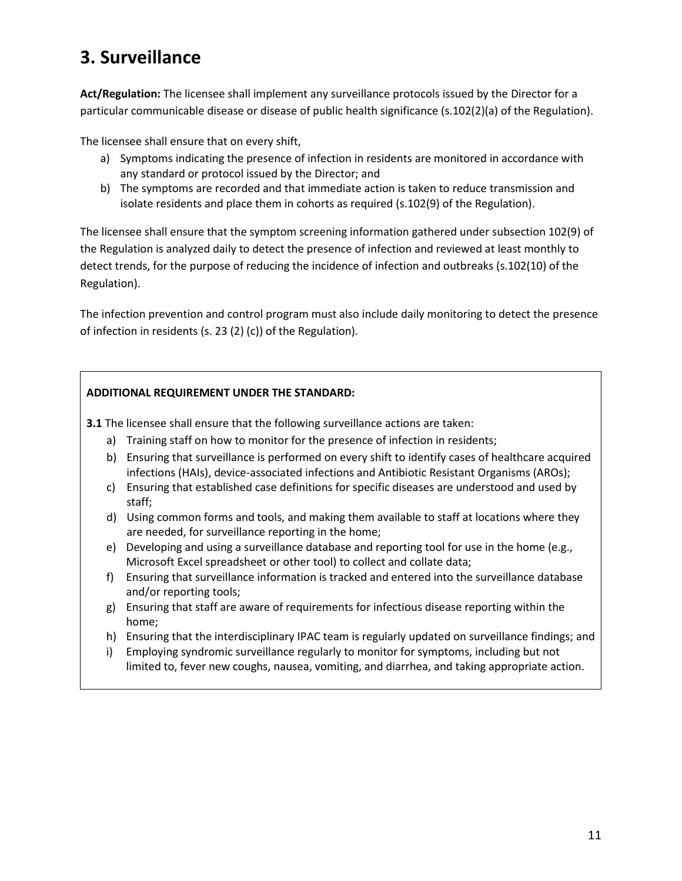# 3. Surveillance

**Act/Regulation:** The licensee shall implement any surveillance protocols issued by the Director for a particular communicable disease or disease of public health significance (s.102(2)(a) of the Regulation).

The licensee shall ensure that on every shift,

a) Symptoms indicating the presence of infection in residents are monitored in accordance with any standard or protocol issued by the Director; and
b) The symptoms are recorded and that immediate action is taken to reduce transmission and isolate residents and place them in cohorts as required (s.102(9) of the Regulation).

The licensee shall ensure that the symptom screening information gathered under subsection 102(9) of the Regulation is analyzed daily to detect the presence of infection and reviewed at least monthly to detect trends, for the purpose of reducing the incidence of infection and outbreaks (s.102(10) of the Regulation).

The infection prevention and control program must also include daily monitoring to detect the presence of infection in residents (s. 23 (2) (c)) of the Regulation).

**ADDITIONAL REQUIREMENT UNDER THE STANDARD:**

**3.1** The licensee shall ensure that the following surveillance actions are taken:

a) Training staff on how to monitor for the presence of infection in residents;
b) Ensuring that surveillance is performed on every shift to identify cases of healthcare acquired infections (HAIs), device-associated infections and Antibiotic Resistant Organisms (AROs);
c) Ensuring that established case definitions for specific diseases are understood and used by staff;
d) Using common forms and tools, and making them available to staff at locations where they are needed, for surveillance reporting in the home;
e) Developing and using a surveillance database and reporting tool for use in the home (e.g., Microsoft Excel spreadsheet or other tool) to collect and collate data;
f) Ensuring that surveillance information is tracked and entered into the surveillance database and/or reporting tools;
g) Ensuring that staff are aware of requirements for infectious disease reporting within the home;
h) Ensuring that the interdisciplinary IPAC team is regularly updated on surveillance findings; and
i) Employing syndromic surveillance regularly to monitor for symptoms, including but not limited to, fever new coughs, nausea, vomiting, and diarrhea, and taking appropriate action.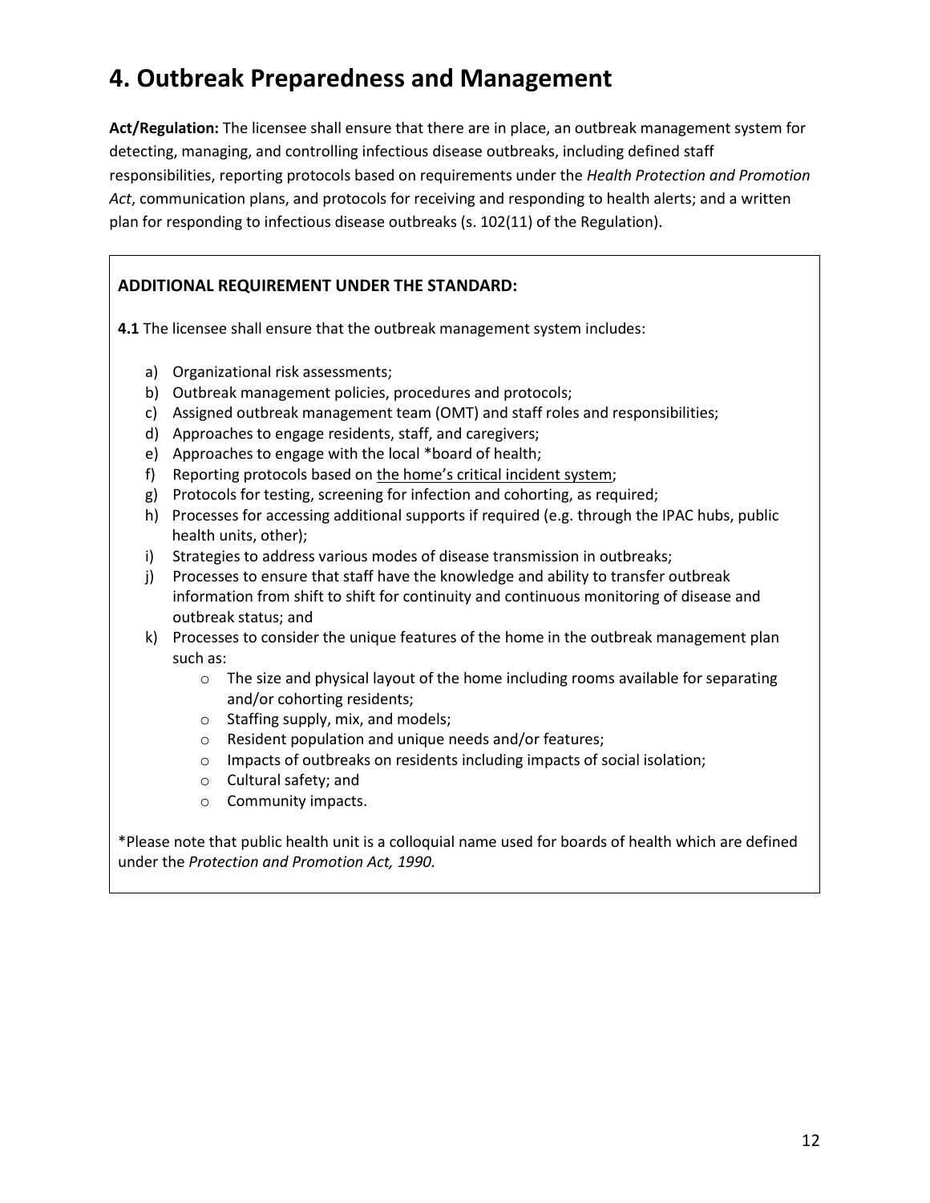# 4. Outbreak Preparedness and Management

**Act/Regulation:** The licensee shall ensure that there are in place, an outbreak management system for detecting, managing, and controlling infectious disease outbreaks, including defined staff responsibilities, reporting protocols based on requirements under the *Health Protection and Promotion Act*, communication plans, and protocols for receiving and responding to health alerts; and a written plan for responding to infectious disease outbreaks (s. 102(11) of the Regulation).

**ADDITIONAL REQUIREMENT UNDER THE STANDARD:**

**4.1** The licensee shall ensure that the outbreak management system includes:

a) Organizational risk assessments;
b) Outbreak management policies, procedures and protocols;
c) Assigned outbreak management team (OMT) and staff roles and responsibilities;
d) Approaches to engage residents, staff, and caregivers;
e) Approaches to engage with the local *board of health;
f) Reporting protocols based on the home's critical incident system;
g) Protocols for testing, screening for infection and cohorting, as required;
h) Processes for accessing additional supports if required (e.g. through the IPAC hubs, public health units, other);
i) Strategies to address various modes of disease transmission in outbreaks;
j) Processes to ensure that staff have the knowledge and ability to transfer outbreak information from shift to shift for continuity and continuous monitoring of disease and outbreak status; and
k) Processes to consider the unique features of the home in the outbreak management plan such as:
   - The size and physical layout of the home including rooms available for separating and/or cohorting residents;
   - Staffing supply, mix, and models;
   - Resident population and unique needs and/or features;
   - Impacts of outbreaks on residents including impacts of social isolation;
   - Cultural safety; and
   - Community impacts.

*Please note that public health unit is a colloquial name used for boards of health which are defined under the *Protection and Promotion Act, 1990.*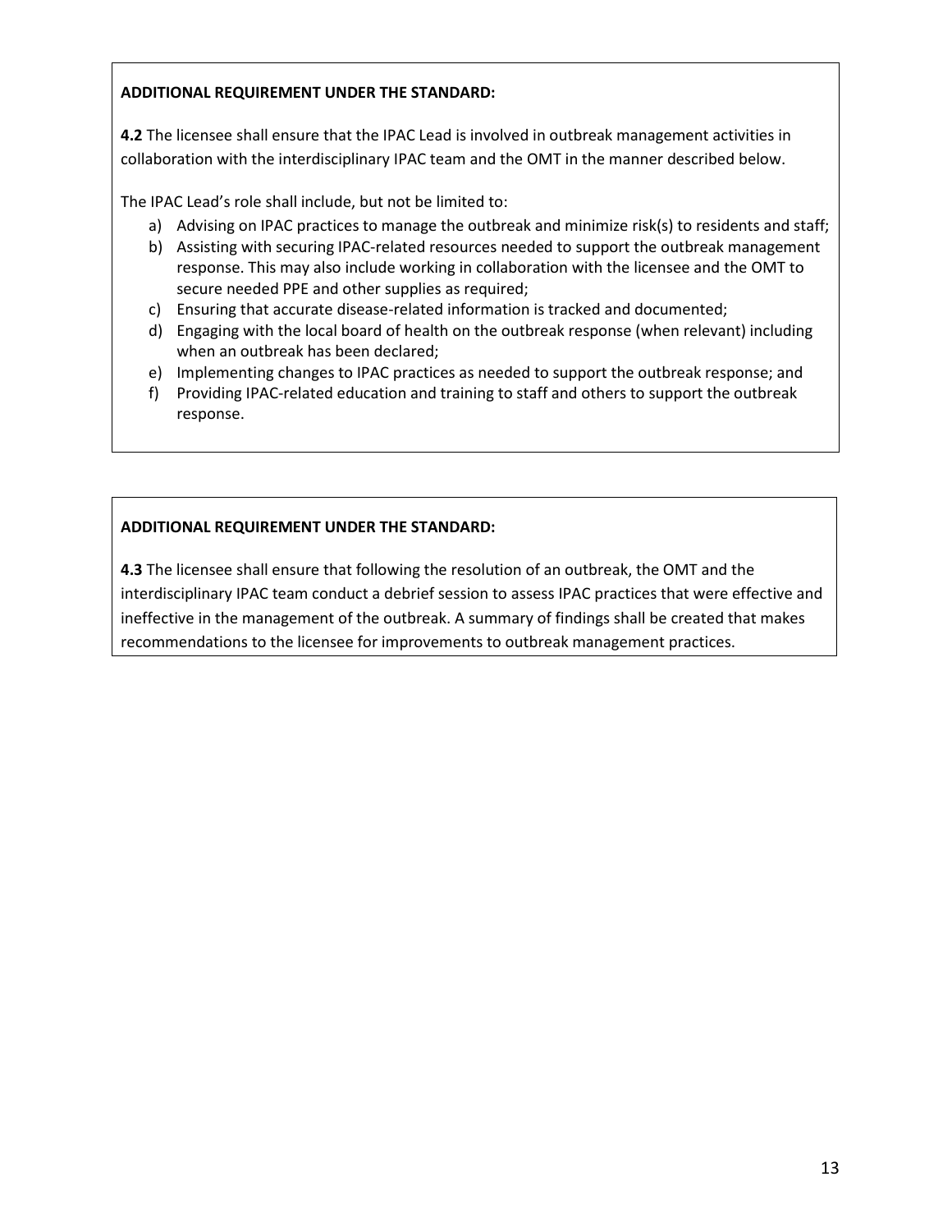**ADDITIONAL REQUIREMENT UNDER THE STANDARD:**

**4.2** The licensee shall ensure that the IPAC Lead is involved in outbreak management activities in collaboration with the interdisciplinary IPAC team and the OMT in the manner described below.

The IPAC Lead's role shall include, but not be limited to:

a) Advising on IPAC practices to manage the outbreak and minimize risk(s) to residents and staff;
b) Assisting with securing IPAC-related resources needed to support the outbreak management response. This may also include working in collaboration with the licensee and the OMT to secure needed PPE and other supplies as required;
c) Ensuring that accurate disease-related information is tracked and documented;
d) Engaging with the local board of health on the outbreak response (when relevant) including when an outbreak has been declared;
e) Implementing changes to IPAC practices as needed to support the outbreak response; and
f) Providing IPAC-related education and training to staff and others to support the outbreak response.

**ADDITIONAL REQUIREMENT UNDER THE STANDARD:**

**4.3** The licensee shall ensure that following the resolution of an outbreak, the OMT and the interdisciplinary IPAC team conduct a debrief session to assess IPAC practices that were effective and ineffective in the management of the outbreak. A summary of findings shall be created that makes recommendations to the licensee for improvements to outbreak management practices.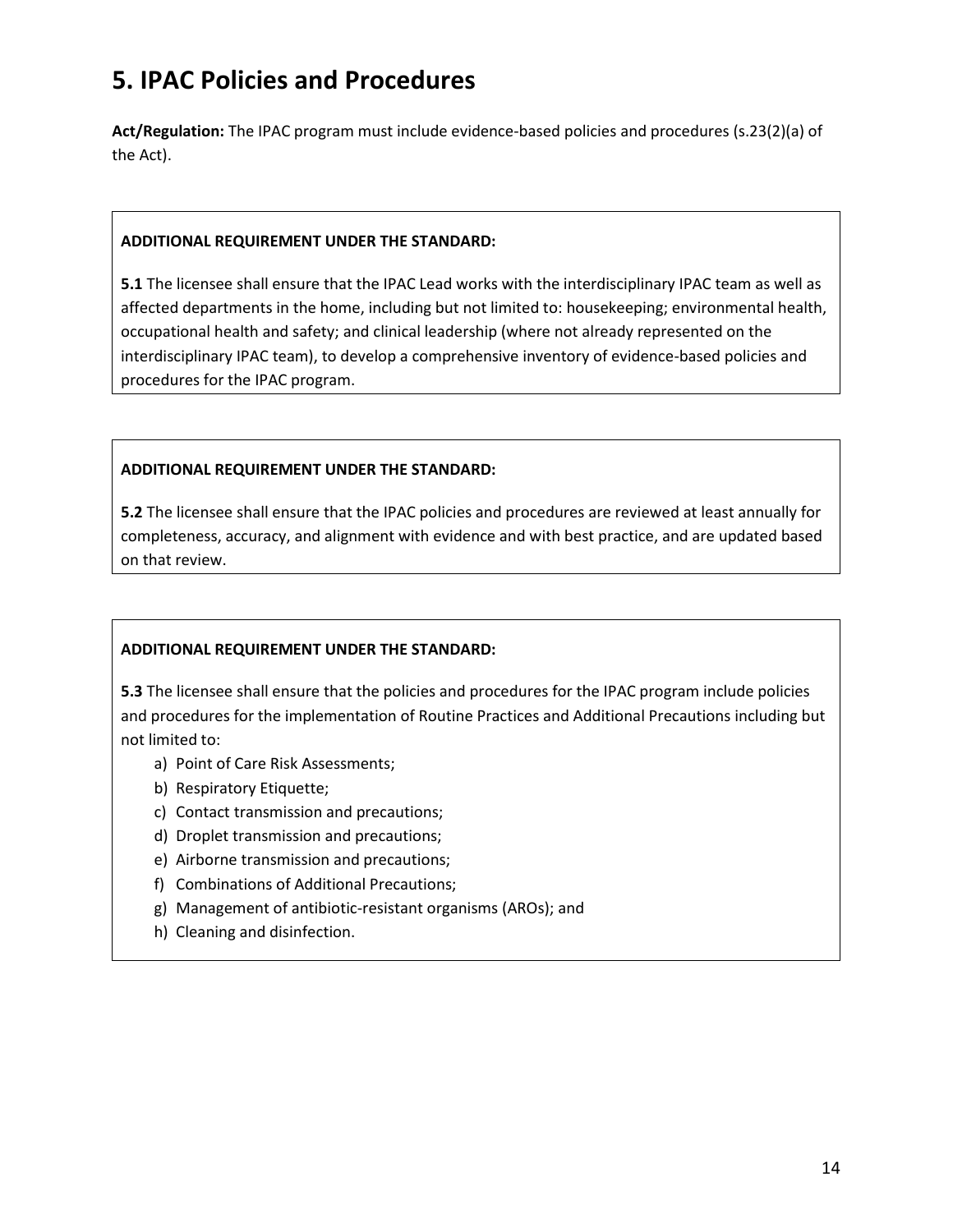# 5. IPAC Policies and Procedures

**Act/Regulation:** The IPAC program must include evidence-based policies and procedures (s.23(2)(a) of the Act).

**ADDITIONAL REQUIREMENT UNDER THE STANDARD:**

**5.1** The licensee shall ensure that the IPAC Lead works with the interdisciplinary IPAC team as well as affected departments in the home, including but not limited to: housekeeping; environmental health, occupational health and safety; and clinical leadership (where not already represented on the interdisciplinary IPAC team), to develop a comprehensive inventory of evidence-based policies and procedures for the IPAC program.

**ADDITIONAL REQUIREMENT UNDER THE STANDARD:**

**5.2** The licensee shall ensure that the IPAC policies and procedures are reviewed at least annually for completeness, accuracy, and alignment with evidence and with best practice, and are updated based on that review.

**ADDITIONAL REQUIREMENT UNDER THE STANDARD:**

**5.3** The licensee shall ensure that the policies and procedures for the IPAC program include policies and procedures for the implementation of Routine Practices and Additional Precautions including but not limited to:

a) Point of Care Risk Assessments;
b) Respiratory Etiquette;
c) Contact transmission and precautions;
d) Droplet transmission and precautions;
e) Airborne transmission and precautions;
f) Combinations of Additional Precautions;
g) Management of antibiotic-resistant organisms (AROs); and
h) Cleaning and disinfection.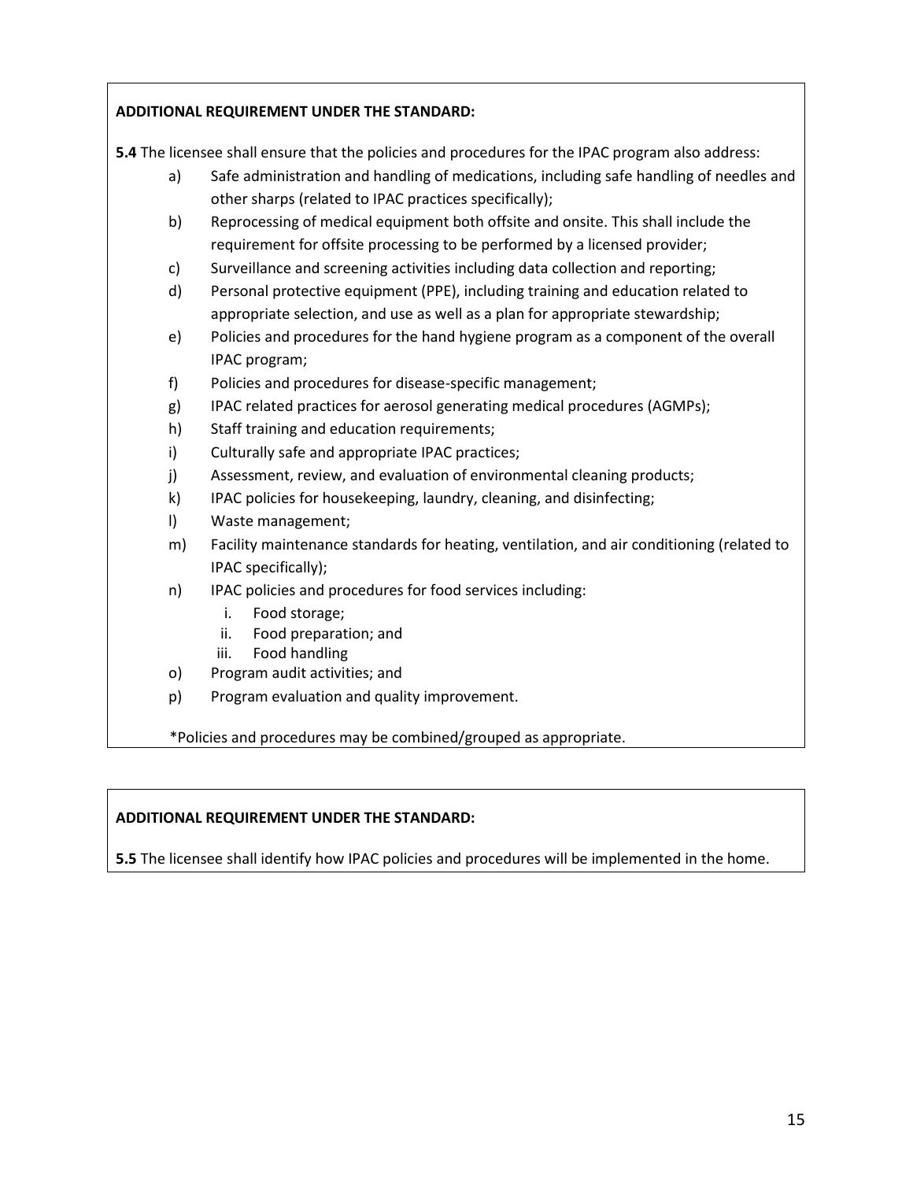**ADDITIONAL REQUIREMENT UNDER THE STANDARD:**

**5.4** The licensee shall ensure that the policies and procedures for the IPAC program also address:

a) Safe administration and handling of medications, including safe handling of needles and other sharps (related to IPAC practices specifically);
b) Reprocessing of medical equipment both offsite and onsite. This shall include the requirement for offsite processing to be performed by a licensed provider;
c) Surveillance and screening activities including data collection and reporting;
d) Personal protective equipment (PPE), including training and education related to appropriate selection, and use as well as a plan for appropriate stewardship;
e) Policies and procedures for the hand hygiene program as a component of the overall IPAC program;
f) Policies and procedures for disease-specific management;
g) IPAC related practices for aerosol generating medical procedures (AGMPs);
h) Staff training and education requirements;
i) Culturally safe and appropriate IPAC practices;
j) Assessment, review, and evaluation of environmental cleaning products;
k) IPAC policies for housekeeping, laundry, cleaning, and disinfecting;
l) Waste management;
m) Facility maintenance standards for heating, ventilation, and air conditioning (related to IPAC specifically);
n) IPAC policies and procedures for food services including:
   i. Food storage;
   ii. Food preparation; and
   iii. Food handling
o) Program audit activities; and
p) Program evaluation and quality improvement.

*Policies and procedures may be combined/grouped as appropriate.

**ADDITIONAL REQUIREMENT UNDER THE STANDARD:**

**5.5** The licensee shall identify how IPAC policies and procedures will be implemented in the home.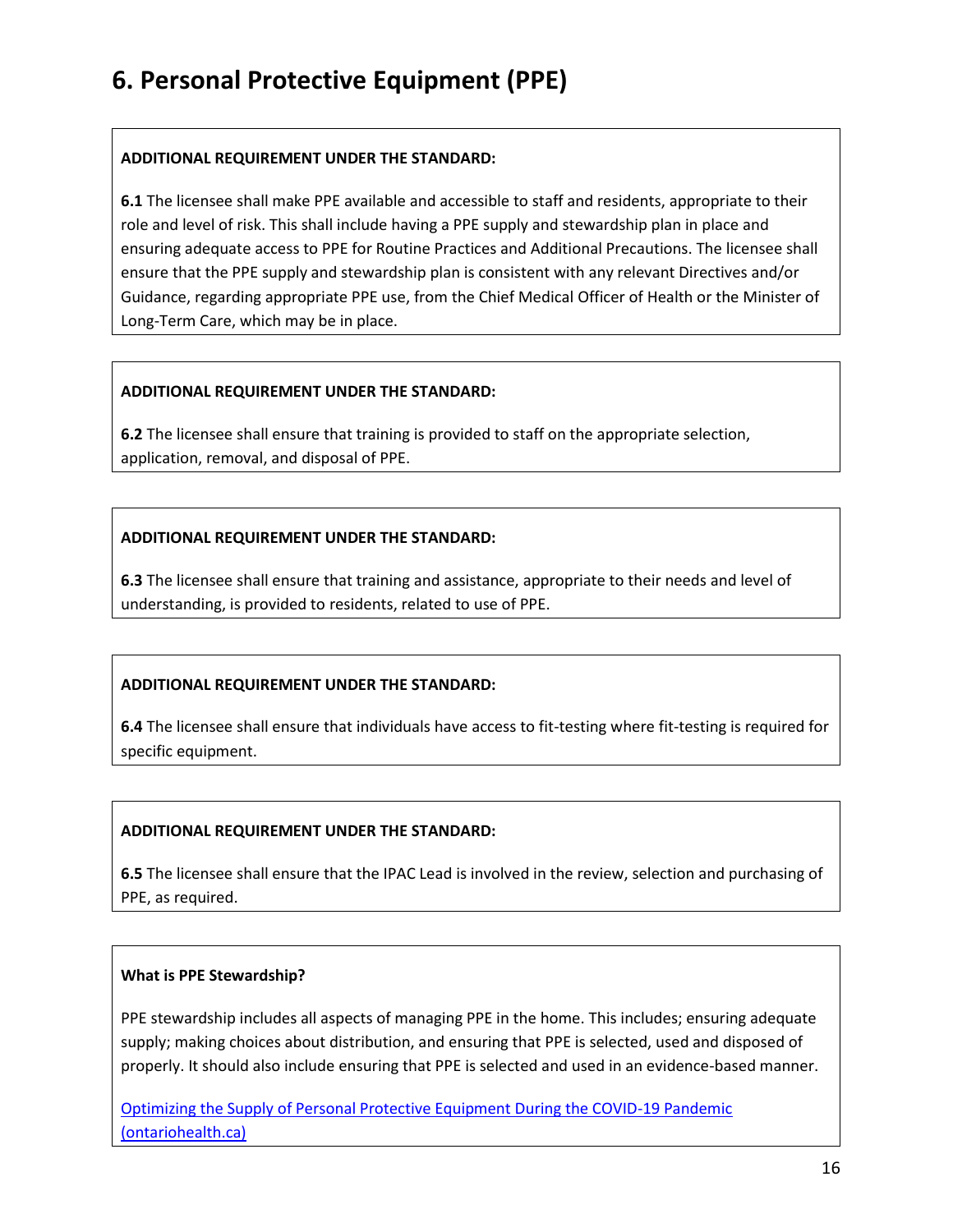# 6. Personal Protective Equipment (PPE)

**ADDITIONAL REQUIREMENT UNDER THE STANDARD:**

**6.1** The licensee shall make PPE available and accessible to staff and residents, appropriate to their role and level of risk. This shall include having a PPE supply and stewardship plan in place and ensuring adequate access to PPE for Routine Practices and Additional Precautions. The licensee shall ensure that the PPE supply and stewardship plan is consistent with any relevant Directives and/or Guidance, regarding appropriate PPE use, from the Chief Medical Officer of Health or the Minister of Long-Term Care, which may be in place.

**ADDITIONAL REQUIREMENT UNDER THE STANDARD:**

**6.2** The licensee shall ensure that training is provided to staff on the appropriate selection, application, removal, and disposal of PPE.

**ADDITIONAL REQUIREMENT UNDER THE STANDARD:**

**6.3** The licensee shall ensure that training and assistance, appropriate to their needs and level of understanding, is provided to residents, related to use of PPE.

**ADDITIONAL REQUIREMENT UNDER THE STANDARD:**

**6.4** The licensee shall ensure that individuals have access to fit-testing where fit-testing is required for specific equipment.

**ADDITIONAL REQUIREMENT UNDER THE STANDARD:**

**6.5** The licensee shall ensure that the IPAC Lead is involved in the review, selection and purchasing of PPE, as required.

**What is PPE Stewardship?**

PPE stewardship includes all aspects of managing PPE in the home. This includes; ensuring adequate supply; making choices about distribution, and ensuring that PPE is selected, used and disposed of properly. It should also include ensuring that PPE is selected and used in an evidence-based manner.

[Optimizing the Supply of Personal Protective Equipment During the COVID-19 Pandemic (ontariohealth.ca)]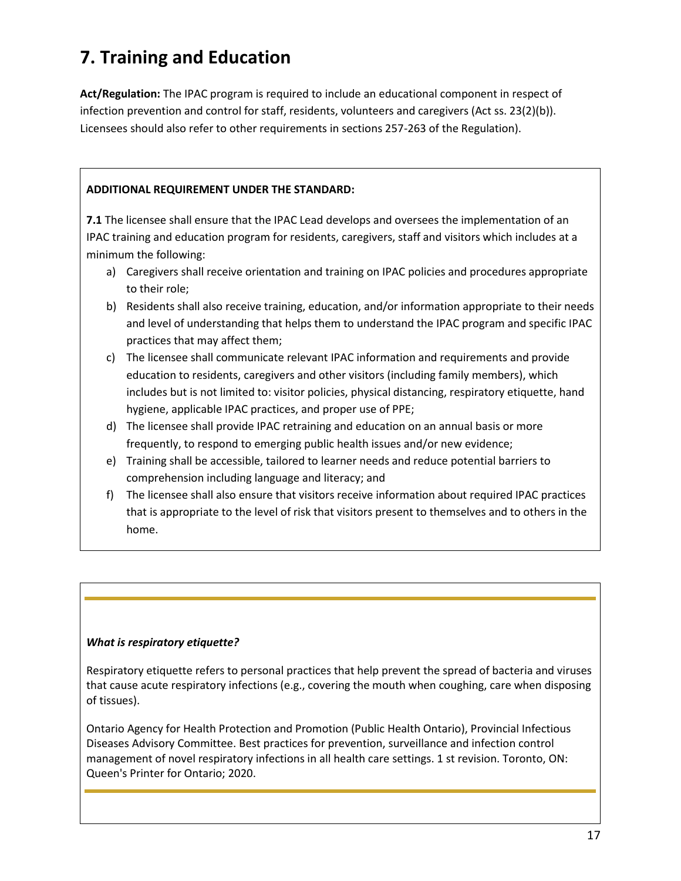# 7. Training and Education

**Act/Regulation:** The IPAC program is required to include an educational component in respect of infection prevention and control for staff, residents, volunteers and caregivers (Act ss. 23(2)(b)). Licensees should also refer to other requirements in sections 257-263 of the Regulation).

**ADDITIONAL REQUIREMENT UNDER THE STANDARD:**

**7.1** The licensee shall ensure that the IPAC Lead develops and oversees the implementation of an IPAC training and education program for residents, caregivers, staff and visitors which includes at a minimum the following:

a) Caregivers shall receive orientation and training on IPAC policies and procedures appropriate to their role;

b) Residents shall also receive training, education, and/or information appropriate to their needs and level of understanding that helps them to understand the IPAC program and specific IPAC practices that may affect them;

c) The licensee shall communicate relevant IPAC information and requirements and provide education to residents, caregivers and other visitors (including family members), which includes but is not limited to: visitor policies, physical distancing, respiratory etiquette, hand hygiene, applicable IPAC practices, and proper use of PPE;

d) The licensee shall provide IPAC retraining and education on an annual basis or more frequently, to respond to emerging public health issues and/or new evidence;

e) Training shall be accessible, tailored to learner needs and reduce potential barriers to comprehension including language and literacy; and

f) The licensee shall also ensure that visitors receive information about required IPAC practices that is appropriate to the level of risk that visitors present to themselves and to others in the home.

***What is respiratory etiquette?***

Respiratory etiquette refers to personal practices that help prevent the spread of bacteria and viruses that cause acute respiratory infections (e.g., covering the mouth when coughing, care when disposing of tissues).

Ontario Agency for Health Protection and Promotion (Public Health Ontario), Provincial Infectious Diseases Advisory Committee. Best practices for prevention, surveillance and infection control management of novel respiratory infections in all health care settings. 1 st revision. Toronto, ON: Queen's Printer for Ontario; 2020.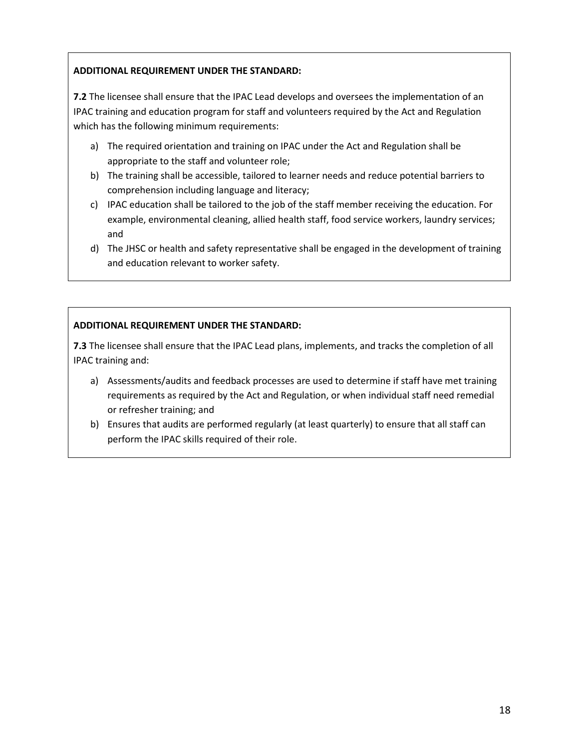**ADDITIONAL REQUIREMENT UNDER THE STANDARD:**

**7.2** The licensee shall ensure that the IPAC Lead develops and oversees the implementation of an IPAC training and education program for staff and volunteers required by the Act and Regulation which has the following minimum requirements:

a) The required orientation and training on IPAC under the Act and Regulation shall be appropriate to the staff and volunteer role;
b) The training shall be accessible, tailored to learner needs and reduce potential barriers to comprehension including language and literacy;
c) IPAC education shall be tailored to the job of the staff member receiving the education. For example, environmental cleaning, allied health staff, food service workers, laundry services; and
d) The JHSC or health and safety representative shall be engaged in the development of training and education relevant to worker safety.

**ADDITIONAL REQUIREMENT UNDER THE STANDARD:**

**7.3** The licensee shall ensure that the IPAC Lead plans, implements, and tracks the completion of all IPAC training and:

a) Assessments/audits and feedback processes are used to determine if staff have met training requirements as required by the Act and Regulation, or when individual staff need remedial or refresher training; and
b) Ensures that audits are performed regularly (at least quarterly) to ensure that all staff can perform the IPAC skills required of their role.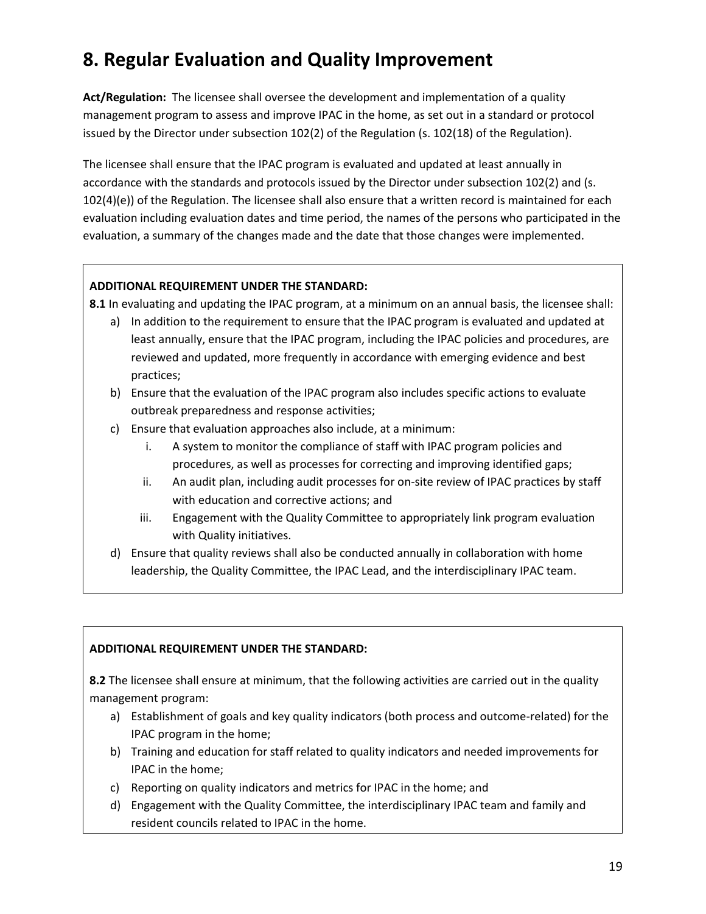# 8. Regular Evaluation and Quality Improvement

**Act/Regulation:** The licensee shall oversee the development and implementation of a quality management program to assess and improve IPAC in the home, as set out in a standard or protocol issued by the Director under subsection 102(2) of the Regulation (s. 102(18) of the Regulation).

The licensee shall ensure that the IPAC program is evaluated and updated at least annually in accordance with the standards and protocols issued by the Director under subsection 102(2) and (s. 102(4)(e)) of the Regulation. The licensee shall also ensure that a written record is maintained for each evaluation including evaluation dates and time period, the names of the persons who participated in the evaluation, a summary of the changes made and the date that those changes were implemented.

**ADDITIONAL REQUIREMENT UNDER THE STANDARD:**

**8.1** In evaluating and updating the IPAC program, at a minimum on an annual basis, the licensee shall:

a) In addition to the requirement to ensure that the IPAC program is evaluated and updated at least annually, ensure that the IPAC program, including the IPAC policies and procedures, are reviewed and updated, more frequently in accordance with emerging evidence and best practices;
b) Ensure that the evaluation of the IPAC program also includes specific actions to evaluate outbreak preparedness and response activities;
c) Ensure that evaluation approaches also include, at a minimum:
    i. A system to monitor the compliance of staff with IPAC program policies and procedures, as well as processes for correcting and improving identified gaps;
    ii. An audit plan, including audit processes for on-site review of IPAC practices by staff with education and corrective actions; and
    iii. Engagement with the Quality Committee to appropriately link program evaluation with Quality initiatives.
d) Ensure that quality reviews shall also be conducted annually in collaboration with home leadership, the Quality Committee, the IPAC Lead, and the interdisciplinary IPAC team.

**ADDITIONAL REQUIREMENT UNDER THE STANDARD:**

**8.2** The licensee shall ensure at minimum, that the following activities are carried out in the quality management program:

a) Establishment of goals and key quality indicators (both process and outcome-related) for the IPAC program in the home;
b) Training and education for staff related to quality indicators and needed improvements for IPAC in the home;
c) Reporting on quality indicators and metrics for IPAC in the home; and
d) Engagement with the Quality Committee, the interdisciplinary IPAC team and family and resident councils related to IPAC in the home.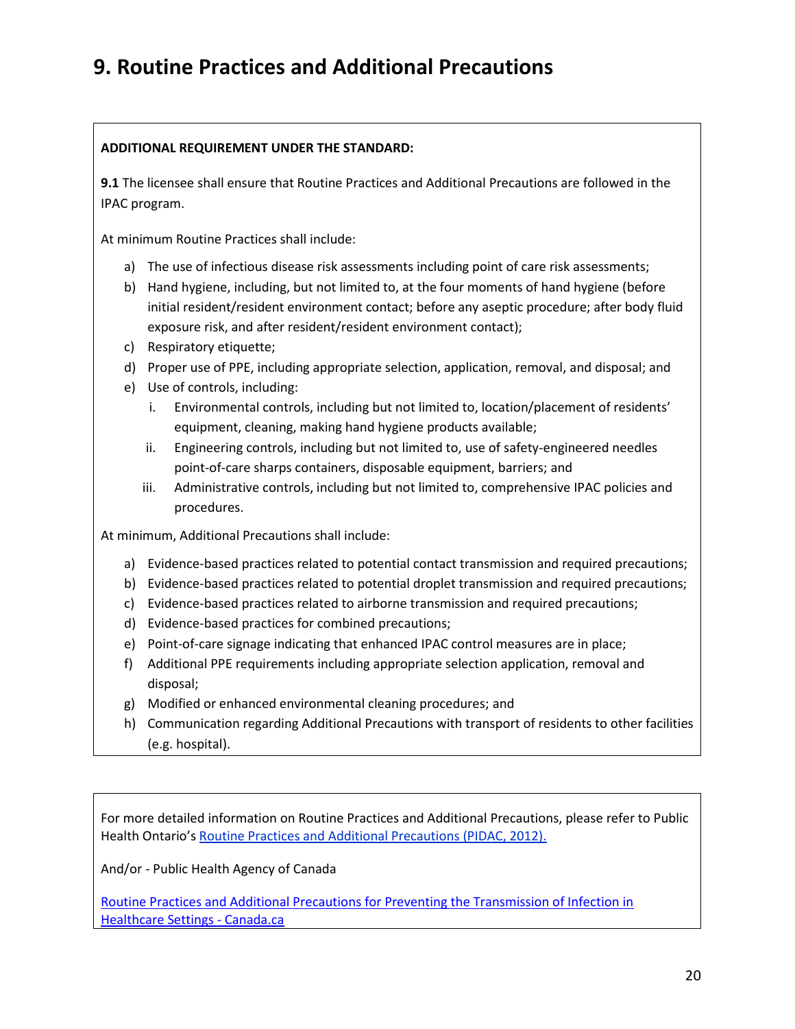# 9. Routine Practices and Additional Precautions

**ADDITIONAL REQUIREMENT UNDER THE STANDARD:**

**9.1** The licensee shall ensure that Routine Practices and Additional Precautions are followed in the IPAC program.

At minimum Routine Practices shall include:

a) The use of infectious disease risk assessments including point of care risk assessments;
b) Hand hygiene, including, but not limited to, at the four moments of hand hygiene (before initial resident/resident environment contact; before any aseptic procedure; after body fluid exposure risk, and after resident/resident environment contact);
c) Respiratory etiquette;
d) Proper use of PPE, including appropriate selection, application, removal, and disposal; and
e) Use of controls, including:
   i. Environmental controls, including but not limited to, location/placement of residents' equipment, cleaning, making hand hygiene products available;
   ii. Engineering controls, including but not limited to, use of safety-engineered needles point-of-care sharps containers, disposable equipment, barriers; and
   iii. Administrative controls, including but not limited to, comprehensive IPAC policies and procedures.

At minimum, Additional Precautions shall include:

a) Evidence-based practices related to potential contact transmission and required precautions;
b) Evidence-based practices related to potential droplet transmission and required precautions;
c) Evidence-based practices related to airborne transmission and required precautions;
d) Evidence-based practices for combined precautions;
e) Point-of-care signage indicating that enhanced IPAC control measures are in place;
f) Additional PPE requirements including appropriate selection application, removal and disposal;
g) Modified or enhanced environmental cleaning procedures; and
h) Communication regarding Additional Precautions with transport of residents to other facilities (e.g. hospital).

For more detailed information on Routine Practices and Additional Precautions, please refer to Public Health Ontario's Routine Practices and Additional Precautions (PIDAC, 2012).

And/or - Public Health Agency of Canada

Routine Practices and Additional Precautions for Preventing the Transmission of Infection in Healthcare Settings - Canada.ca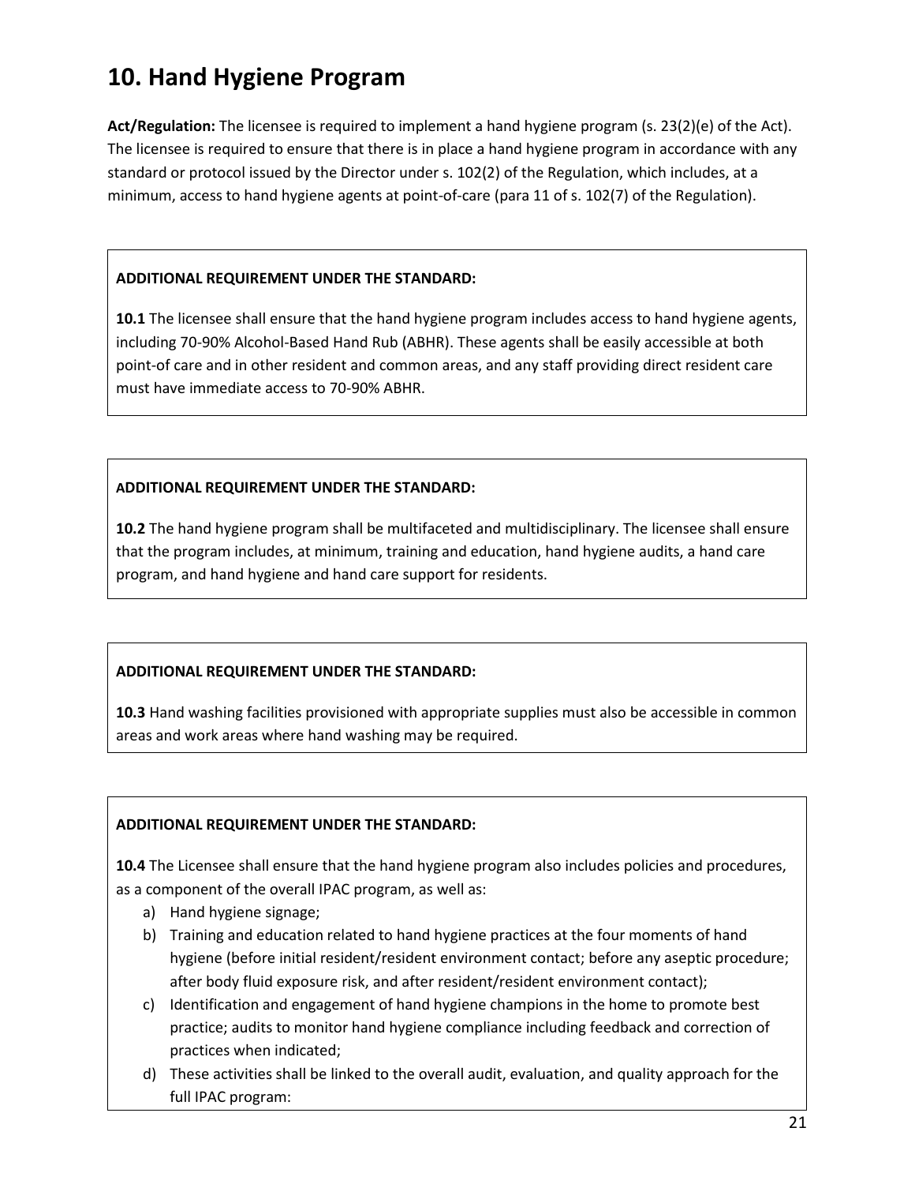# 10. Hand Hygiene Program

**Act/Regulation:** The licensee is required to implement a hand hygiene program (s. 23(2)(e) of the Act). The licensee is required to ensure that there is in place a hand hygiene program in accordance with any standard or protocol issued by the Director under s. 102(2) of the Regulation, which includes, at a minimum, access to hand hygiene agents at point-of-care (para 11 of s. 102(7) of the Regulation).

**ADDITIONAL REQUIREMENT UNDER THE STANDARD:**

**10.1** The licensee shall ensure that the hand hygiene program includes access to hand hygiene agents, including 70-90% Alcohol-Based Hand Rub (ABHR). These agents shall be easily accessible at both point-of care and in other resident and common areas, and any staff providing direct resident care must have immediate access to 70-90% ABHR.

**ADDITIONAL REQUIREMENT UNDER THE STANDARD:**

**10.2** The hand hygiene program shall be multifaceted and multidisciplinary. The licensee shall ensure that the program includes, at minimum, training and education, hand hygiene audits, a hand care program, and hand hygiene and hand care support for residents.

**ADDITIONAL REQUIREMENT UNDER THE STANDARD:**

**10.3** Hand washing facilities provisioned with appropriate supplies must also be accessible in common areas and work areas where hand washing may be required.

**ADDITIONAL REQUIREMENT UNDER THE STANDARD:**

**10.4** The Licensee shall ensure that the hand hygiene program also includes policies and procedures, as a component of the overall IPAC program, as well as:

a) Hand hygiene signage;
b) Training and education related to hand hygiene practices at the four moments of hand hygiene (before initial resident/resident environment contact; before any aseptic procedure; after body fluid exposure risk, and after resident/resident environment contact);
c) Identification and engagement of hand hygiene champions in the home to promote best practice; audits to monitor hand hygiene compliance including feedback and correction of practices when indicated;
d) These activities shall be linked to the overall audit, evaluation, and quality approach for the full IPAC program: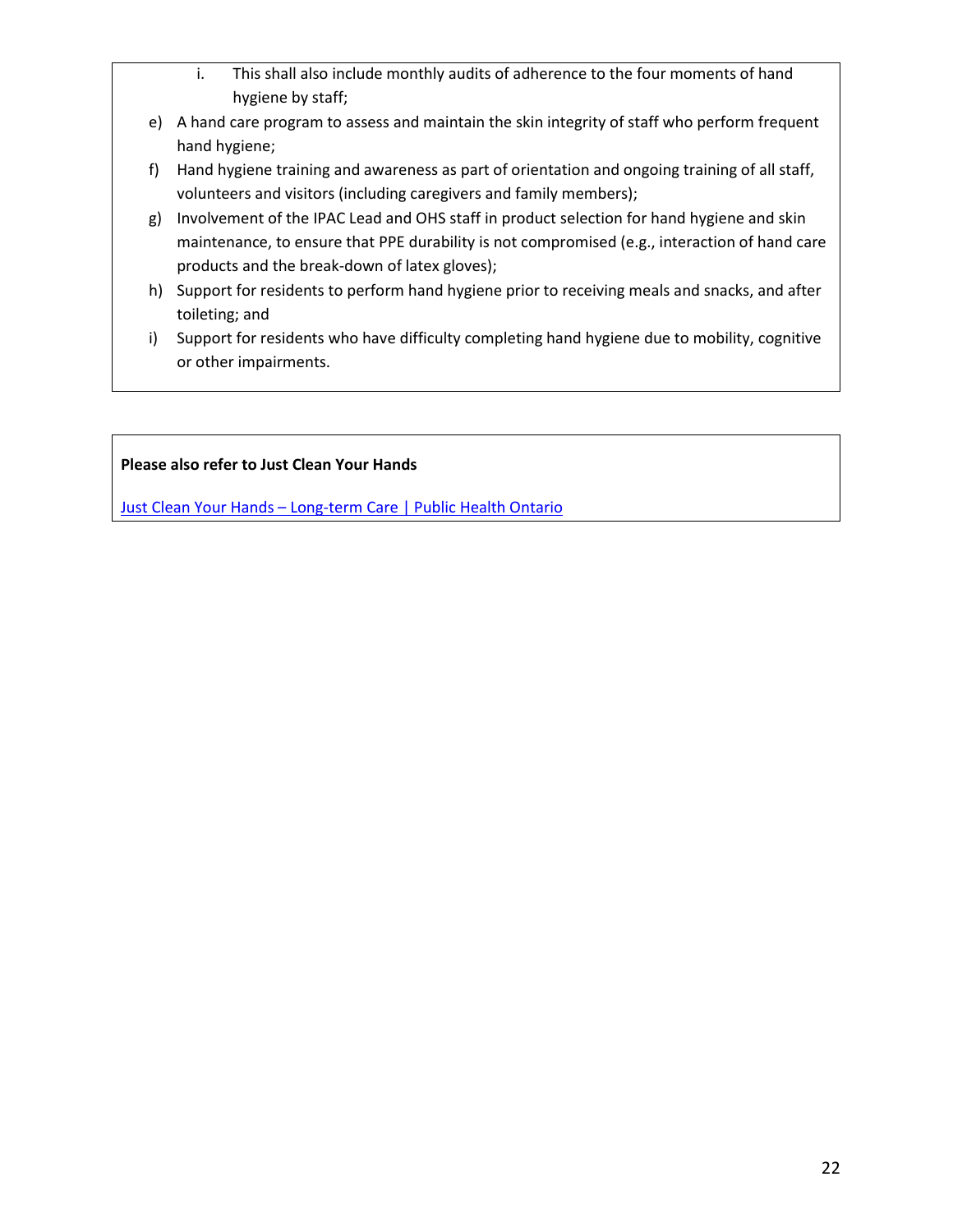i. This shall also include monthly audits of adherence to the four moments of hand hygiene by staff;

e) A hand care program to assess and maintain the skin integrity of staff who perform frequent hand hygiene;
f) Hand hygiene training and awareness as part of orientation and ongoing training of all staff, volunteers and visitors (including caregivers and family members);
g) Involvement of the IPAC Lead and OHS staff in product selection for hand hygiene and skin maintenance, to ensure that PPE durability is not compromised (e.g., interaction of hand care products and the break-down of latex gloves);
h) Support for residents to perform hand hygiene prior to receiving meals and snacks, and after toileting; and
i) Support for residents who have difficulty completing hand hygiene due to mobility, cognitive or other impairments.

**Please also refer to Just Clean Your Hands**

Just Clean Your Hands – Long-term Care | Public Health Ontario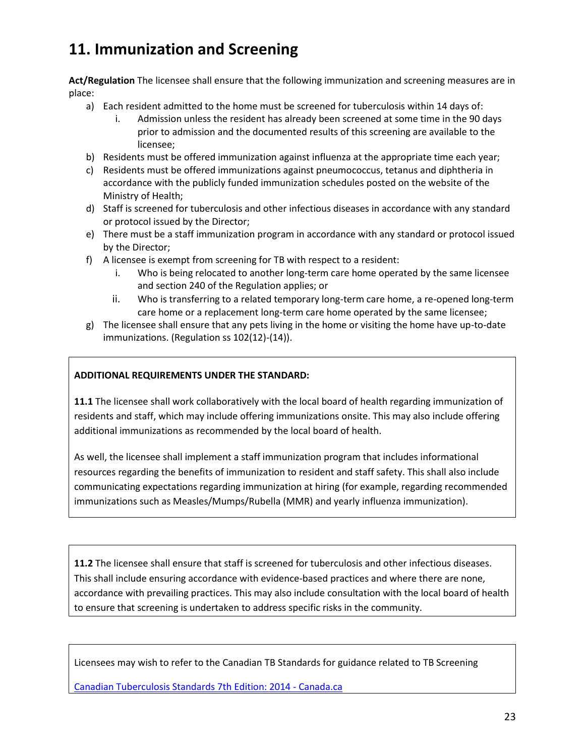# 11. Immunization and Screening

**Act/Regulation** The licensee shall ensure that the following immunization and screening measures are in place:

a) Each resident admitted to the home must be screened for tuberculosis within 14 days of:
   i. Admission unless the resident has already been screened at some time in the 90 days prior to admission and the documented results of this screening are available to the licensee;

b) Residents must be offered immunization against influenza at the appropriate time each year;

c) Residents must be offered immunizations against pneumococcus, tetanus and diphtheria in accordance with the publicly funded immunization schedules posted on the website of the Ministry of Health;

d) Staff is screened for tuberculosis and other infectious diseases in accordance with any standard or protocol issued by the Director;

e) There must be a staff immunization program in accordance with any standard or protocol issued by the Director;

f) A licensee is exempt from screening for TB with respect to a resident:
   i. Who is being relocated to another long-term care home operated by the same licensee and section 240 of the Regulation applies; or
   ii. Who is transferring to a related temporary long-term care home, a re-opened long-term care home or a replacement long-term care home operated by the same licensee;

g) The licensee shall ensure that any pets living in the home or visiting the home have up-to-date immunizations. (Regulation ss 102(12)-(14)).

**ADDITIONAL REQUIREMENTS UNDER THE STANDARD:**

**11.1** The licensee shall work collaboratively with the local board of health regarding immunization of residents and staff, which may include offering immunizations onsite. This may also include offering additional immunizations as recommended by the local board of health.

As well, the licensee shall implement a staff immunization program that includes informational resources regarding the benefits of immunization to resident and staff safety. This shall also include communicating expectations regarding immunization at hiring (for example, regarding recommended immunizations such as Measles/Mumps/Rubella (MMR) and yearly influenza immunization).

**11.2** The licensee shall ensure that staff is screened for tuberculosis and other infectious diseases. This shall include ensuring accordance with evidence-based practices and where there are none, accordance with prevailing practices. This may also include consultation with the local board of health to ensure that screening is undertaken to address specific risks in the community.

Licensees may wish to refer to the Canadian TB Standards for guidance related to TB Screening

[Canadian Tuberculosis Standards 7th Edition: 2014 - Canada.ca]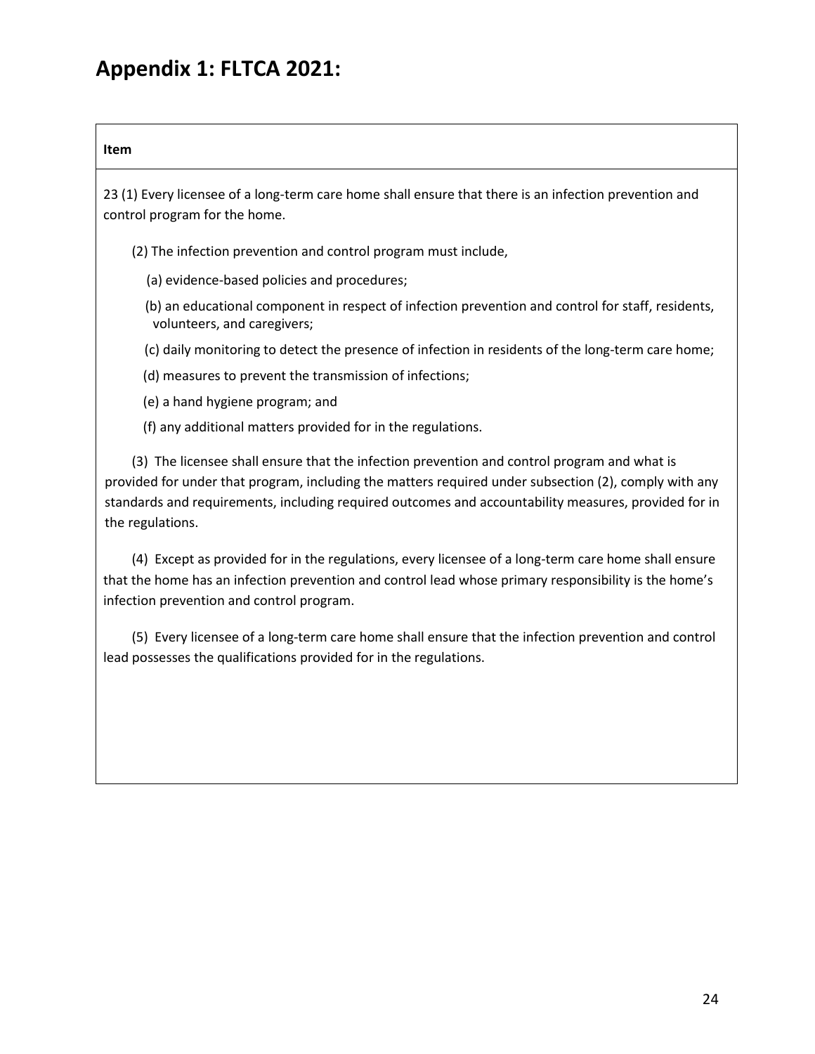# Appendix 1: FLTCA 2021:

| Item |
| --- |
| 23 (1) Every licensee of a long-term care home shall ensure that there is an infection prevention and control program for the home.<br><br>(2) The infection prevention and control program must include,<br><br>(a) evidence-based policies and procedures;<br><br>(b) an educational component in respect of infection prevention and control for staff, residents, volunteers, and caregivers;<br><br>(c) daily monitoring to detect the presence of infection in residents of the long-term care home;<br><br>(d) measures to prevent the transmission of infections;<br><br>(e) a hand hygiene program; and<br><br>(f) any additional matters provided for in the regulations.<br><br>(3) The licensee shall ensure that the infection prevention and control program and what is provided for under that program, including the matters required under subsection (2), comply with any standards and requirements, including required outcomes and accountability measures, provided for in the regulations.<br><br>(4) Except as provided for in the regulations, every licensee of a long-term care home shall ensure that the home has an infection prevention and control lead whose primary responsibility is the home's infection prevention and control program.<br><br>(5) Every licensee of a long-term care home shall ensure that the infection prevention and control lead possesses the qualifications provided for in the regulations. |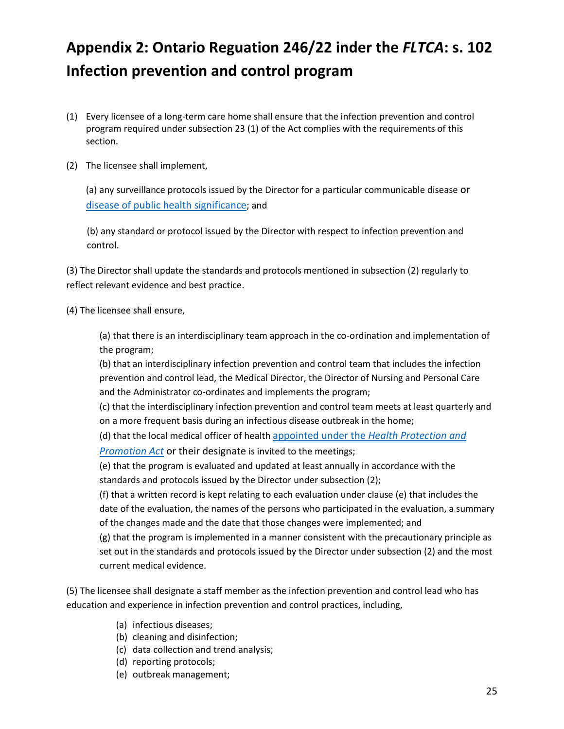# Appendix 2: Ontario Reguation 246/22 inder the *FLTCA*: s. 102 Infection prevention and control program

(1) Every licensee of a long-term care home shall ensure that the infection prevention and control program required under subsection 23 (1) of the Act complies with the requirements of this section.

(2) The licensee shall implement,

(a) any surveillance protocols issued by the Director for a particular communicable disease or disease of public health significance; and

(b) any standard or protocol issued by the Director with respect to infection prevention and control.

(3) The Director shall update the standards and protocols mentioned in subsection (2) regularly to reflect relevant evidence and best practice.

(4) The licensee shall ensure,

(a) that there is an interdisciplinary team approach in the co-ordination and implementation of the program;
(b) that an interdisciplinary infection prevention and control team that includes the infection prevention and control lead, the Medical Director, the Director of Nursing and Personal Care and the Administrator co-ordinates and implements the program;
(c) that the interdisciplinary infection prevention and control team meets at least quarterly and on a more frequent basis during an infectious disease outbreak in the home;
(d) that the local medical officer of health appointed under the *Health Protection and Promotion Act* or their designate is invited to the meetings;
(e) that the program is evaluated and updated at least annually in accordance with the standards and protocols issued by the Director under subsection (2);
(f) that a written record is kept relating to each evaluation under clause (e) that includes the date of the evaluation, the names of the persons who participated in the evaluation, a summary of the changes made and the date that those changes were implemented; and
(g) that the program is implemented in a manner consistent with the precautionary principle as set out in the standards and protocols issued by the Director under subsection (2) and the most current medical evidence.

(5) The licensee shall designate a staff member as the infection prevention and control lead who has education and experience in infection prevention and control practices, including,

(a) infectious diseases;
(b) cleaning and disinfection;
(c) data collection and trend analysis;
(d) reporting protocols;
(e) outbreak management;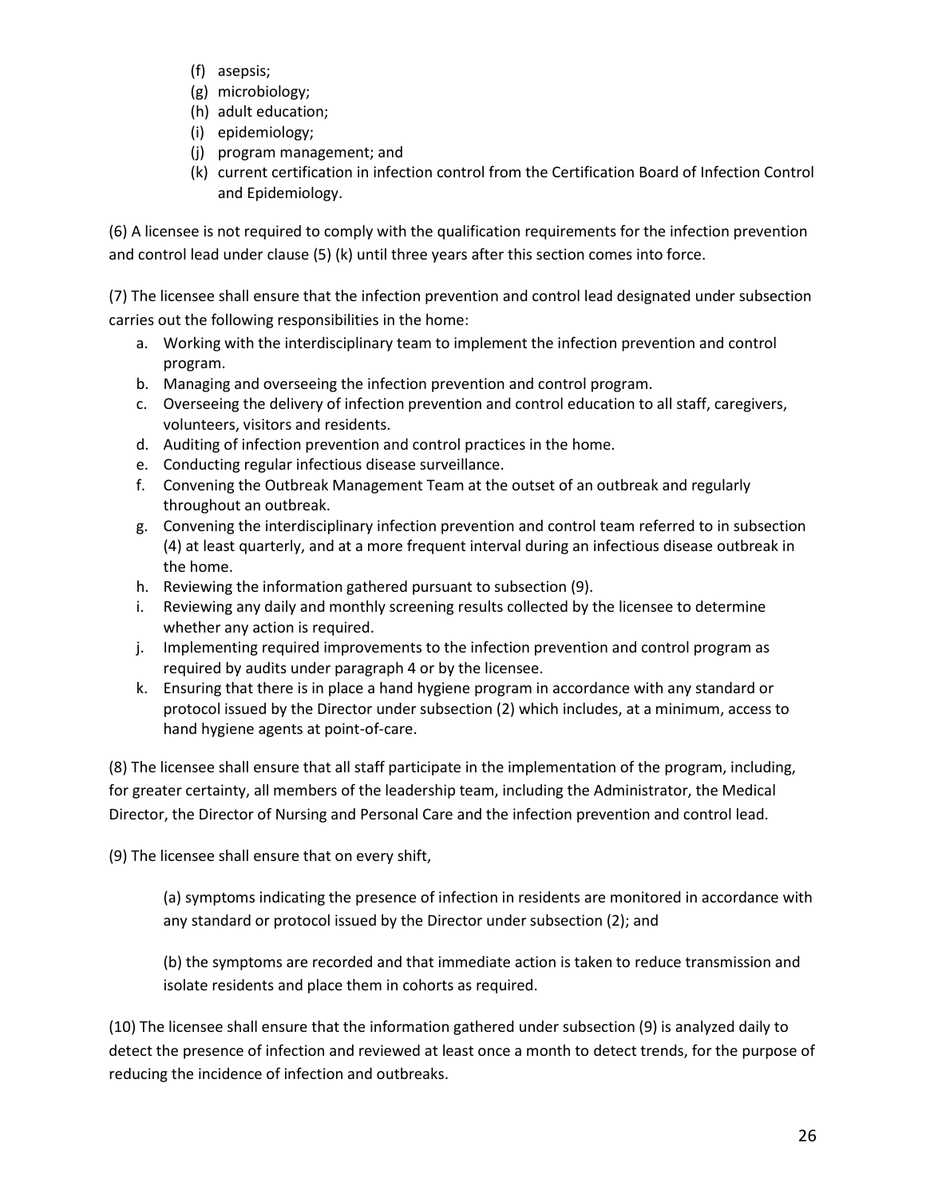(f) asepsis;
(g) microbiology;
(h) adult education;
(i) epidemiology;
(j) program management; and
(k) current certification in infection control from the Certification Board of Infection Control and Epidemiology.

(6) A licensee is not required to comply with the qualification requirements for the infection prevention and control lead under clause (5) (k) until three years after this section comes into force.

(7) The licensee shall ensure that the infection prevention and control lead designated under subsection carries out the following responsibilities in the home:

a. Working with the interdisciplinary team to implement the infection prevention and control program.
b. Managing and overseeing the infection prevention and control program.
c. Overseeing the delivery of infection prevention and control education to all staff, caregivers, volunteers, visitors and residents.
d. Auditing of infection prevention and control practices in the home.
e. Conducting regular infectious disease surveillance.
f. Convening the Outbreak Management Team at the outset of an outbreak and regularly throughout an outbreak.
g. Convening the interdisciplinary infection prevention and control team referred to in subsection (4) at least quarterly, and at a more frequent interval during an infectious disease outbreak in the home.
h. Reviewing the information gathered pursuant to subsection (9).
i. Reviewing any daily and monthly screening results collected by the licensee to determine whether any action is required.
j. Implementing required improvements to the infection prevention and control program as required by audits under paragraph 4 or by the licensee.
k. Ensuring that there is in place a hand hygiene program in accordance with any standard or protocol issued by the Director under subsection (2) which includes, at a minimum, access to hand hygiene agents at point-of-care.

(8) The licensee shall ensure that all staff participate in the implementation of the program, including, for greater certainty, all members of the leadership team, including the Administrator, the Medical Director, the Director of Nursing and Personal Care and the infection prevention and control lead.

(9) The licensee shall ensure that on every shift,

(a) symptoms indicating the presence of infection in residents are monitored in accordance with any standard or protocol issued by the Director under subsection (2); and

(b) the symptoms are recorded and that immediate action is taken to reduce transmission and isolate residents and place them in cohorts as required.

(10) The licensee shall ensure that the information gathered under subsection (9) is analyzed daily to detect the presence of infection and reviewed at least once a month to detect trends, for the purpose of reducing the incidence of infection and outbreaks.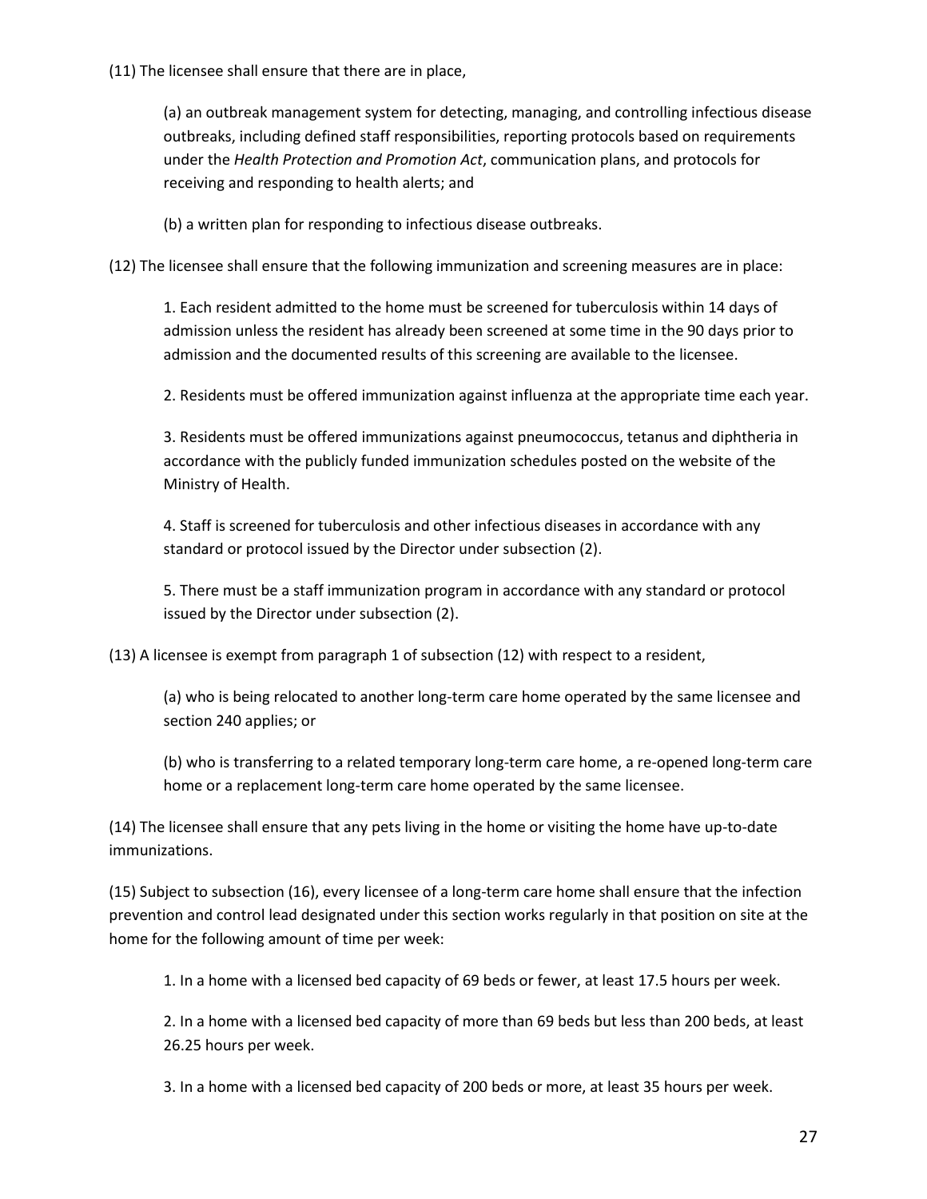(11) The licensee shall ensure that there are in place,

(a) an outbreak management system for detecting, managing, and controlling infectious disease outbreaks, including defined staff responsibilities, reporting protocols based on requirements under the *Health Protection and Promotion Act*, communication plans, and protocols for receiving and responding to health alerts; and

(b) a written plan for responding to infectious disease outbreaks.

(12) The licensee shall ensure that the following immunization and screening measures are in place:

1. Each resident admitted to the home must be screened for tuberculosis within 14 days of admission unless the resident has already been screened at some time in the 90 days prior to admission and the documented results of this screening are available to the licensee.

2. Residents must be offered immunization against influenza at the appropriate time each year.

3. Residents must be offered immunizations against pneumococcus, tetanus and diphtheria in accordance with the publicly funded immunization schedules posted on the website of the Ministry of Health.

4. Staff is screened for tuberculosis and other infectious diseases in accordance with any standard or protocol issued by the Director under subsection (2).

5. There must be a staff immunization program in accordance with any standard or protocol issued by the Director under subsection (2).

(13) A licensee is exempt from paragraph 1 of subsection (12) with respect to a resident,

(a) who is being relocated to another long-term care home operated by the same licensee and section 240 applies; or

(b) who is transferring to a related temporary long-term care home, a re-opened long-term care home or a replacement long-term care home operated by the same licensee.

(14) The licensee shall ensure that any pets living in the home or visiting the home have up-to-date immunizations.

(15) Subject to subsection (16), every licensee of a long-term care home shall ensure that the infection prevention and control lead designated under this section works regularly in that position on site at the home for the following amount of time per week:

1. In a home with a licensed bed capacity of 69 beds or fewer, at least 17.5 hours per week.

2. In a home with a licensed bed capacity of more than 69 beds but less than 200 beds, at least 26.25 hours per week.

3. In a home with a licensed bed capacity of 200 beds or more, at least 35 hours per week.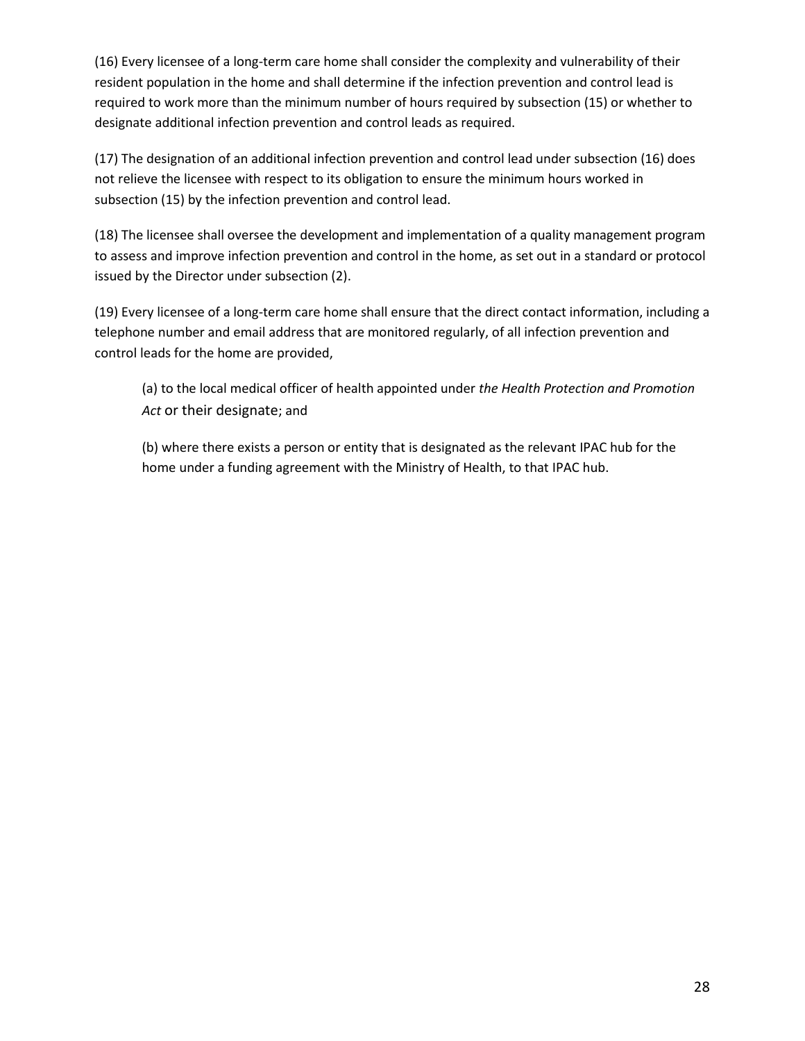(16) Every licensee of a long-term care home shall consider the complexity and vulnerability of their resident population in the home and shall determine if the infection prevention and control lead is required to work more than the minimum number of hours required by subsection (15) or whether to designate additional infection prevention and control leads as required.

(17) The designation of an additional infection prevention and control lead under subsection (16) does not relieve the licensee with respect to its obligation to ensure the minimum hours worked in subsection (15) by the infection prevention and control lead.

(18) The licensee shall oversee the development and implementation of a quality management program to assess and improve infection prevention and control in the home, as set out in a standard or protocol issued by the Director under subsection (2).

(19) Every licensee of a long-term care home shall ensure that the direct contact information, including a telephone number and email address that are monitored regularly, of all infection prevention and control leads for the home are provided,

> (a) to the local medical officer of health appointed under *the Health Protection and Promotion Act* or their designate; and
>
> (b) where there exists a person or entity that is designated as the relevant IPAC hub for the home under a funding agreement with the Ministry of Health, to that IPAC hub.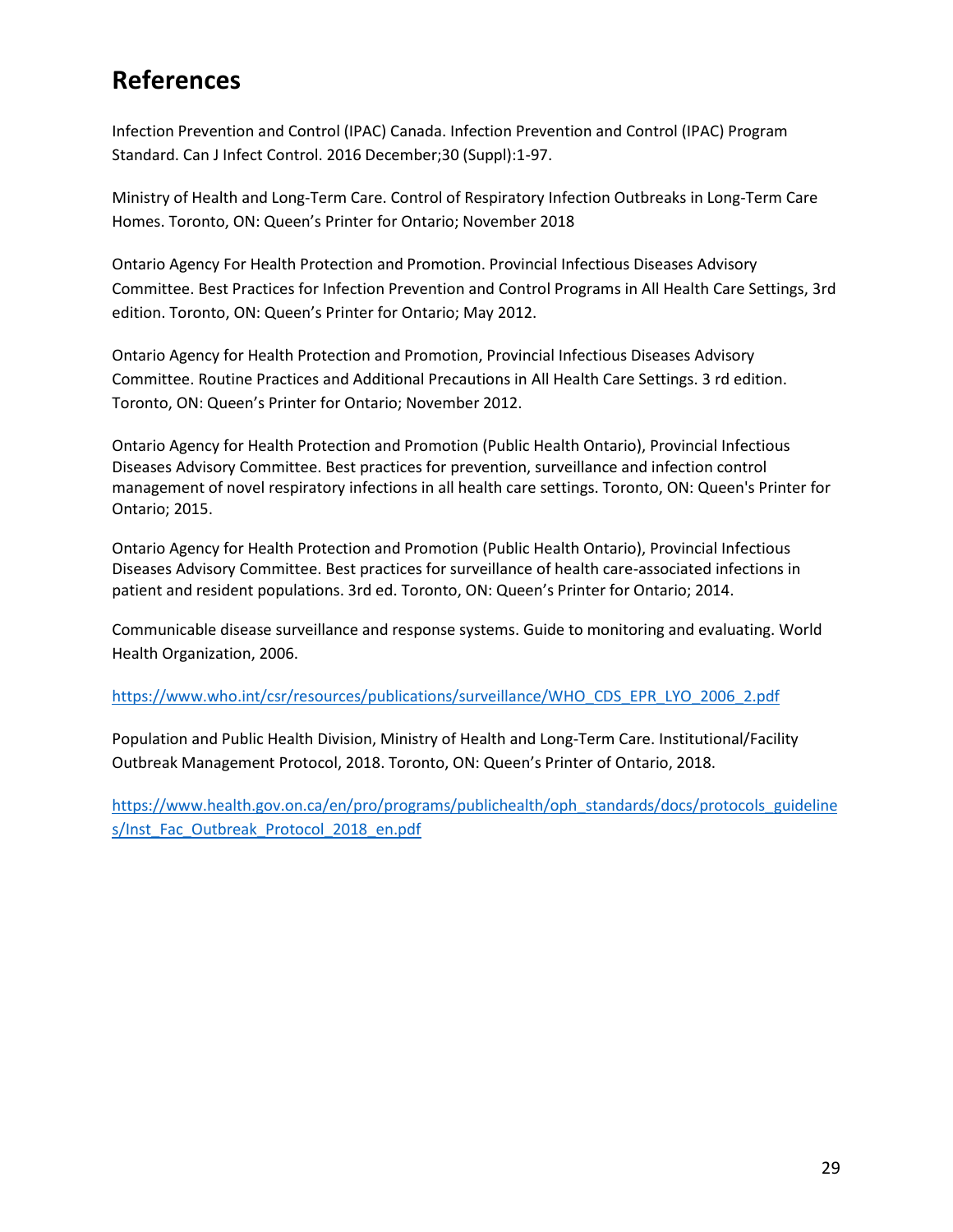# References

Infection Prevention and Control (IPAC) Canada. Infection Prevention and Control (IPAC) Program Standard. Can J Infect Control. 2016 December;30 (Suppl):1-97.

Ministry of Health and Long-Term Care. Control of Respiratory Infection Outbreaks in Long-Term Care Homes. Toronto, ON: Queen's Printer for Ontario; November 2018

Ontario Agency For Health Protection and Promotion. Provincial Infectious Diseases Advisory Committee. Best Practices for Infection Prevention and Control Programs in All Health Care Settings, 3rd edition. Toronto, ON: Queen's Printer for Ontario; May 2012.

Ontario Agency for Health Protection and Promotion, Provincial Infectious Diseases Advisory Committee. Routine Practices and Additional Precautions in All Health Care Settings. 3 rd edition. Toronto, ON: Queen's Printer for Ontario; November 2012.

Ontario Agency for Health Protection and Promotion (Public Health Ontario), Provincial Infectious Diseases Advisory Committee. Best practices for prevention, surveillance and infection control management of novel respiratory infections in all health care settings. Toronto, ON: Queen's Printer for Ontario; 2015.

Ontario Agency for Health Protection and Promotion (Public Health Ontario), Provincial Infectious Diseases Advisory Committee. Best practices for surveillance of health care-associated infections in patient and resident populations. 3rd ed. Toronto, ON: Queen's Printer for Ontario; 2014.

Communicable disease surveillance and response systems. Guide to monitoring and evaluating. World Health Organization, 2006.

https://www.who.int/csr/resources/publications/surveillance/WHO_CDS_EPR_LYO_2006_2.pdf

Population and Public Health Division, Ministry of Health and Long-Term Care. Institutional/Facility Outbreak Management Protocol, 2018. Toronto, ON: Queen's Printer of Ontario, 2018.

https://www.health.gov.on.ca/en/pro/programs/publichealth/oph_standards/docs/protocols_guidelines/Inst_Fac_Outbreak_Protocol_2018_en.pdf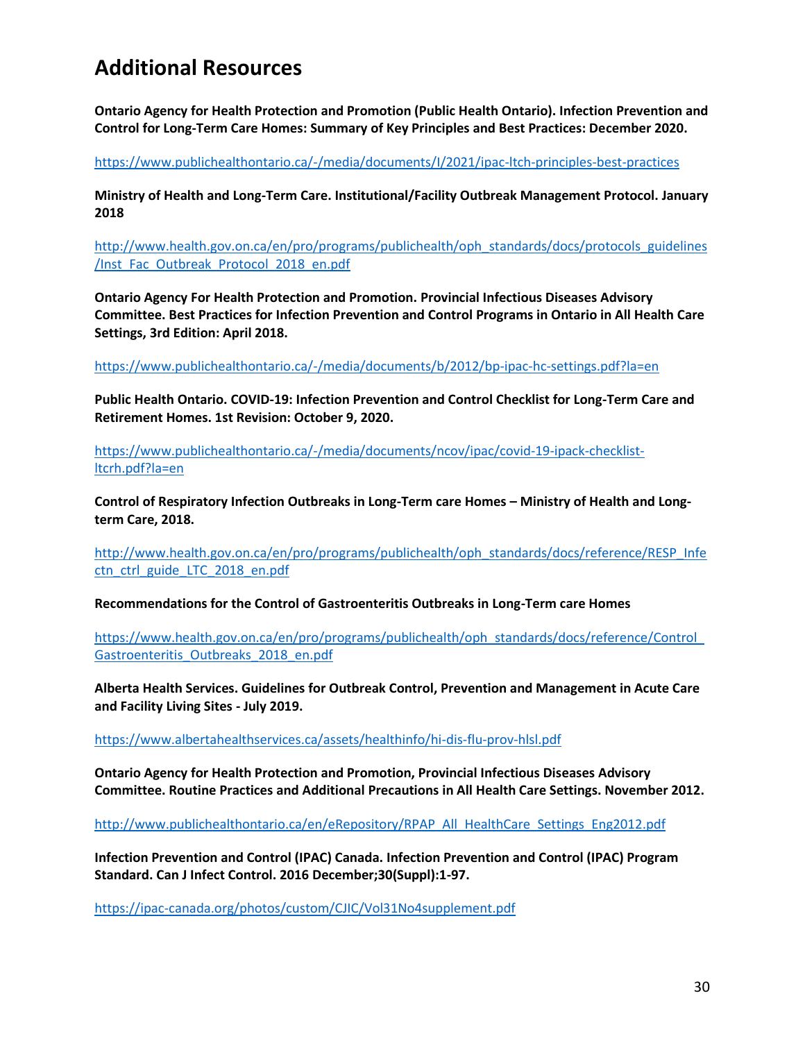# Additional Resources

**Ontario Agency for Health Protection and Promotion (Public Health Ontario). Infection Prevention and Control for Long-Term Care Homes: Summary of Key Principles and Best Practices: December 2020.**

https://www.publichealthontario.ca/-/media/documents/I/2021/ipac-ltch-principles-best-practices

**Ministry of Health and Long-Term Care. Institutional/Facility Outbreak Management Protocol. January 2018**

http://www.health.gov.on.ca/en/pro/programs/publichealth/oph_standards/docs/protocols_guidelines/Inst_Fac_Outbreak_Protocol_2018_en.pdf

**Ontario Agency For Health Protection and Promotion. Provincial Infectious Diseases Advisory Committee. Best Practices for Infection Prevention and Control Programs in Ontario in All Health Care Settings, 3rd Edition: April 2018.**

https://www.publichealthontario.ca/-/media/documents/b/2012/bp-ipac-hc-settings.pdf?la=en

**Public Health Ontario. COVID-19: Infection Prevention and Control Checklist for Long-Term Care and Retirement Homes. 1st Revision: October 9, 2020.**

https://www.publichealthontario.ca/-/media/documents/ncov/ipac/covid-19-ipack-checklist-ltcrh.pdf?la=en

**Control of Respiratory Infection Outbreaks in Long-Term care Homes – Ministry of Health and Long-term Care, 2018.**

http://www.health.gov.on.ca/en/pro/programs/publichealth/oph_standards/docs/reference/RESP_Infectn_ctrl_guide_LTC_2018_en.pdf

**Recommendations for the Control of Gastroenteritis Outbreaks in Long-Term care Homes**

https://www.health.gov.on.ca/en/pro/programs/publichealth/oph_standards/docs/reference/Control_Gastroenteritis_Outbreaks_2018_en.pdf

**Alberta Health Services. Guidelines for Outbreak Control, Prevention and Management in Acute Care and Facility Living Sites - July 2019.**

https://www.albertahealthservices.ca/assets/healthinfo/hi-dis-flu-prov-hlsl.pdf

**Ontario Agency for Health Protection and Promotion, Provincial Infectious Diseases Advisory Committee. Routine Practices and Additional Precautions in All Health Care Settings. November 2012.**

http://www.publichealthontario.ca/en/eRepository/RPAP_All_HealthCare_Settings_Eng2012.pdf

**Infection Prevention and Control (IPAC) Canada. Infection Prevention and Control (IPAC) Program Standard. Can J Infect Control. 2016 December;30(Suppl):1-97.**

https://ipac-canada.org/photos/custom/CJIC/Vol31No4supplement.pdf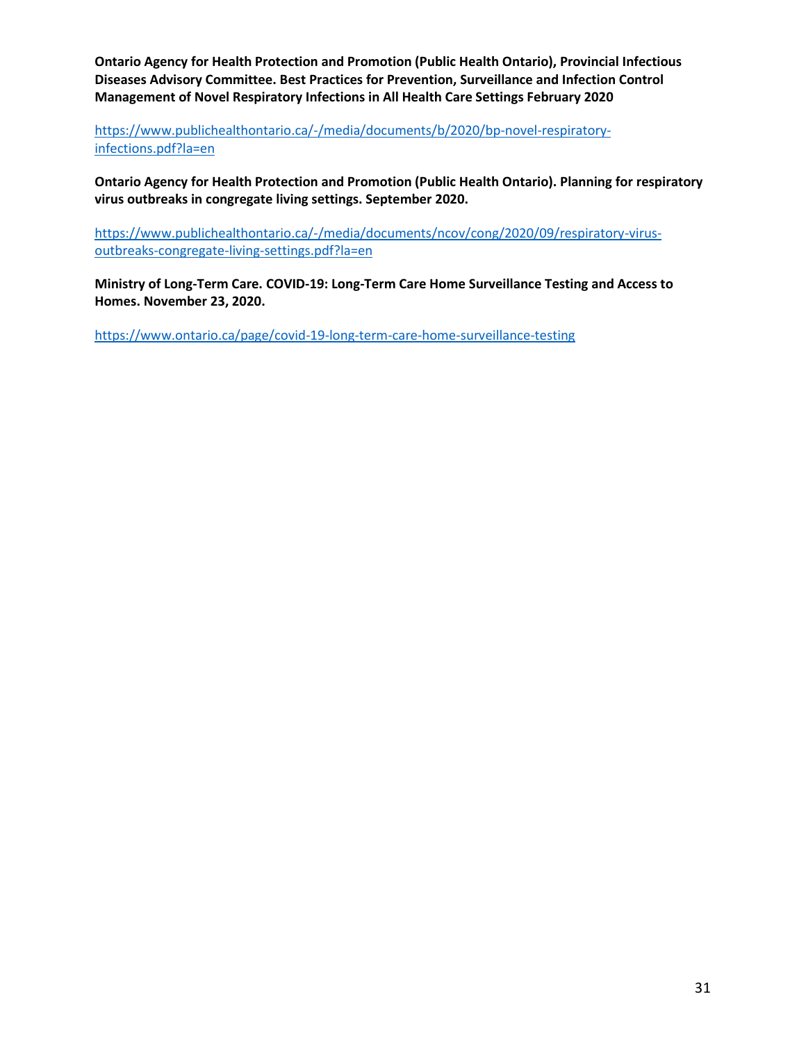**Ontario Agency for Health Protection and Promotion (Public Health Ontario), Provincial Infectious Diseases Advisory Committee. Best Practices for Prevention, Surveillance and Infection Control Management of Novel Respiratory Infections in All Health Care Settings February 2020**

https://www.publichealthontario.ca/-/media/documents/b/2020/bp-novel-respiratory-infections.pdf?la=en

**Ontario Agency for Health Protection and Promotion (Public Health Ontario). Planning for respiratory virus outbreaks in congregate living settings. September 2020.**

https://www.publichealthontario.ca/-/media/documents/ncov/cong/2020/09/respiratory-virus-outbreaks-congregate-living-settings.pdf?la=en

**Ministry of Long-Term Care. COVID-19: Long-Term Care Home Surveillance Testing and Access to Homes. November 23, 2020.**

https://www.ontario.ca/page/covid-19-long-term-care-home-surveillance-testing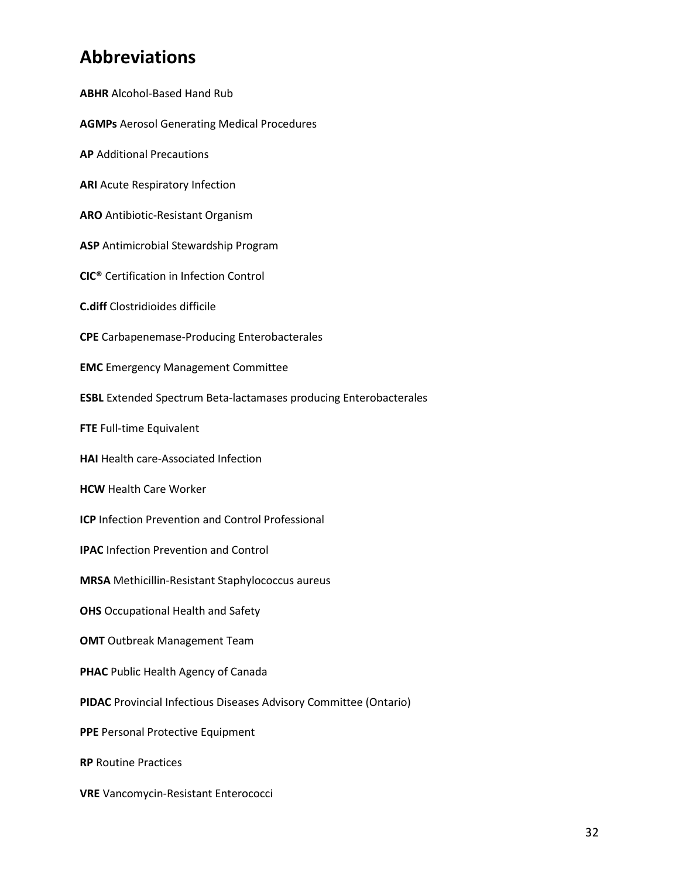# Abbreviations

**ABHR** Alcohol-Based Hand Rub

**AGMPs** Aerosol Generating Medical Procedures

**AP** Additional Precautions

**ARI** Acute Respiratory Infection

**ARO** Antibiotic-Resistant Organism

**ASP** Antimicrobial Stewardship Program

**CIC®** Certification in Infection Control

**C.diff** Clostridioides difficile

**CPE** Carbapenemase-Producing Enterobacterales

**EMC** Emergency Management Committee

**ESBL** Extended Spectrum Beta-lactamases producing Enterobacterales

**FTE** Full-time Equivalent

**HAI** Health care-Associated Infection

**HCW** Health Care Worker

**ICP** Infection Prevention and Control Professional

**IPAC** Infection Prevention and Control

**MRSA** Methicillin-Resistant Staphylococcus aureus

**OHS** Occupational Health and Safety

**OMT** Outbreak Management Team

**PHAC** Public Health Agency of Canada

**PIDAC** Provincial Infectious Diseases Advisory Committee (Ontario)

**PPE** Personal Protective Equipment

**RP** Routine Practices

**VRE** Vancomycin-Resistant Enterococci